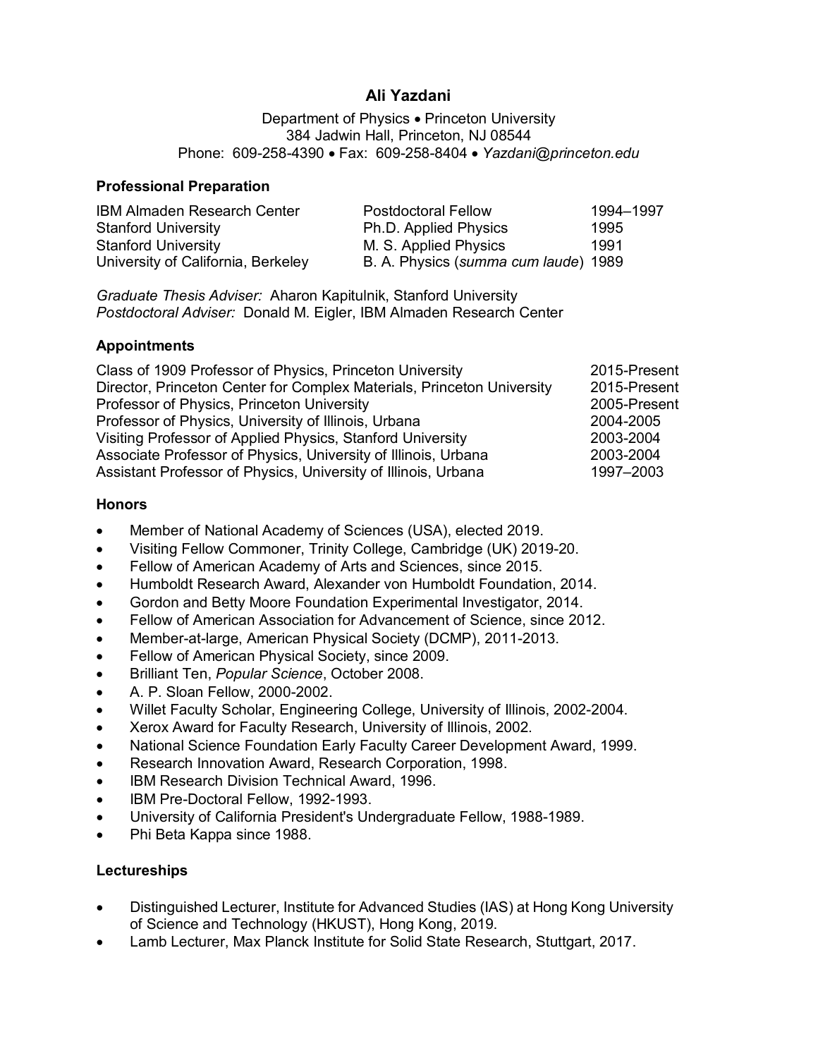# Ali Yazdani

Department of Physics • Princeton University
384 Jadwin Hall, Princeton, NJ 08544
Phone: 609-258-4390 • Fax: 609-258-8404 • *Yazdani@princeton.edu*

## Professional Preparation

| | | |
|---|---|---|
| IBM Almaden Research Center | Postdoctoral Fellow | 1994–1997 |
| Stanford University | Ph.D. Applied Physics | 1995 |
| Stanford University | M. S. Applied Physics | 1991 |
| University of California, Berkeley | B. A. Physics (*summa cum laude*) | 1989 |

*Graduate Thesis Adviser:* Aharon Kapitulnik, Stanford University
*Postdoctoral Adviser:* Donald M. Eigler, IBM Almaden Research Center

## Appointments

| | |
|---|---|
| Class of 1909 Professor of Physics, Princeton University | 2015-Present |
| Director, Princeton Center for Complex Materials, Princeton University | 2015-Present |
| Professor of Physics, Princeton University | 2005-Present |
| Professor of Physics, University of Illinois, Urbana | 2004-2005 |
| Visiting Professor of Applied Physics, Stanford University | 2003-2004 |
| Associate Professor of Physics, University of Illinois, Urbana | 2003-2004 |
| Assistant Professor of Physics, University of Illinois, Urbana | 1997–2003 |

## Honors

- Member of National Academy of Sciences (USA), elected 2019.
- Visiting Fellow Commoner, Trinity College, Cambridge (UK) 2019-20.
- Fellow of American Academy of Arts and Sciences, since 2015.
- Humboldt Research Award, Alexander von Humboldt Foundation, 2014.
- Gordon and Betty Moore Foundation Experimental Investigator, 2014.
- Fellow of American Association for Advancement of Science, since 2012.
- Member-at-large, American Physical Society (DCMP), 2011-2013.
- Fellow of American Physical Society, since 2009.
- Brilliant Ten, *Popular Science*, October 2008.
- A. P. Sloan Fellow, 2000-2002.
- Willet Faculty Scholar, Engineering College, University of Illinois, 2002-2004.
- Xerox Award for Faculty Research, University of Illinois, 2002.
- National Science Foundation Early Faculty Career Development Award, 1999.
- Research Innovation Award, Research Corporation, 1998.
- IBM Research Division Technical Award, 1996.
- IBM Pre-Doctoral Fellow, 1992-1993.
- University of California President's Undergraduate Fellow, 1988-1989.
- Phi Beta Kappa since 1988.

## Lectureships

- Distinguished Lecturer, Institute for Advanced Studies (IAS) at Hong Kong University of Science and Technology (HKUST), Hong Kong, 2019.
- Lamb Lecturer, Max Planck Institute for Solid State Research, Stuttgart, 2017.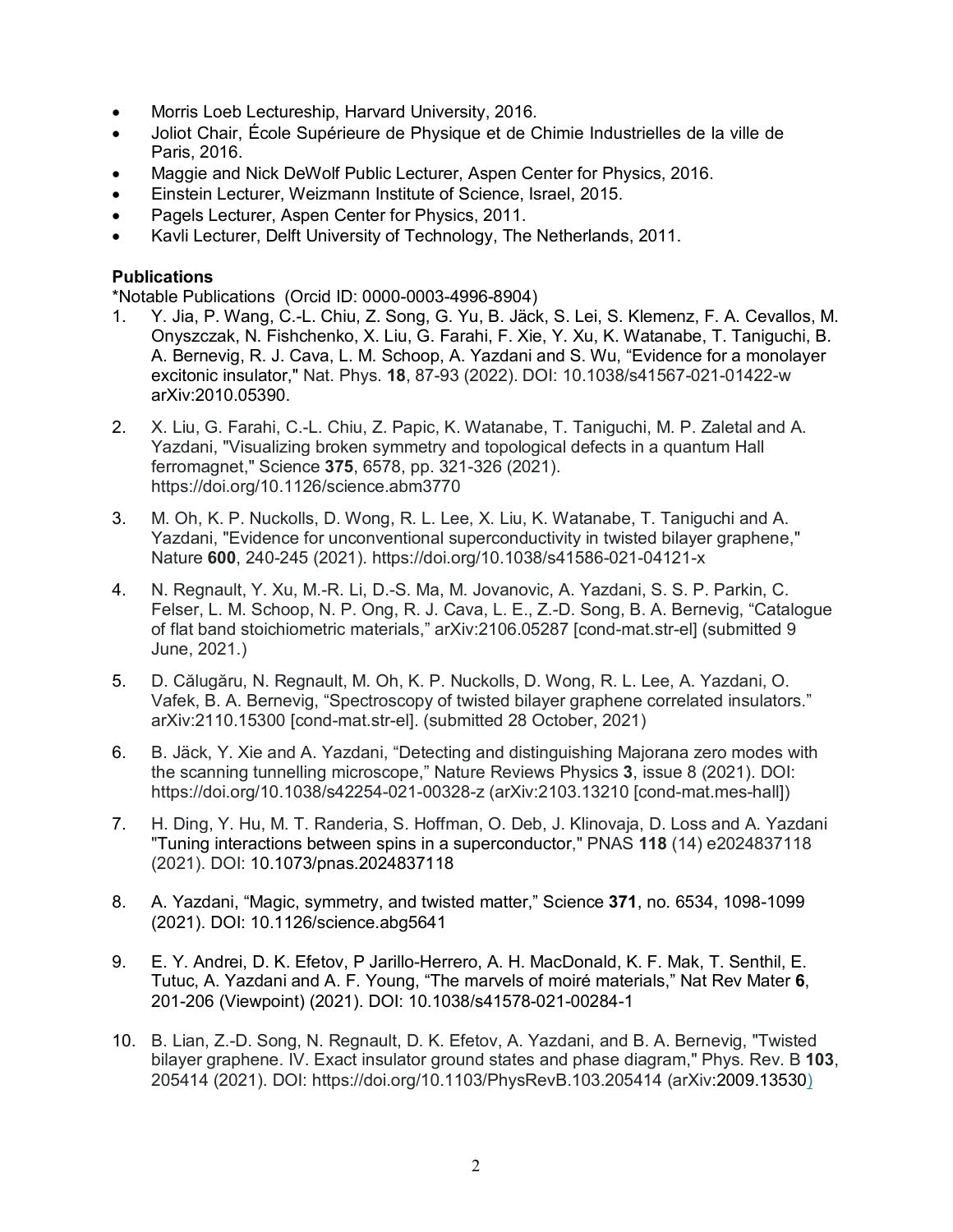- Morris Loeb Lectureship, Harvard University, 2016.
- Joliot Chair, École Supérieure de Physique et de Chimie Industrielles de la ville de Paris, 2016.
- Maggie and Nick DeWolf Public Lecturer, Aspen Center for Physics, 2016.
- Einstein Lecturer, Weizmann Institute of Science, Israel, 2015.
- Pagels Lecturer, Aspen Center for Physics, 2011.
- Kavli Lecturer, Delft University of Technology, The Netherlands, 2011.

**Publications**

*Notable Publications (Orcid ID: 0000-0003-4996-8904)

1. Y. Jia, P. Wang, C.-L. Chiu, Z. Song, G. Yu, B. Jäck, S. Lei, S. Klemenz, F. A. Cevallos, M. Onyszczak, N. Fishchenko, X. Liu, G. Farahi, F. Xie, Y. Xu, K. Watanabe, T. Taniguchi, B. A. Bernevig, R. J. Cava, L. M. Schoop, A. Yazdani and S. Wu, "Evidence for a monolayer excitonic insulator," Nat. Phys. **18**, 87-93 (2022). DOI: 10.1038/s41567-021-01422-w arXiv:2010.05390.

2. X. Liu, G. Farahi, C.-L. Chiu, Z. Papic, K. Watanabe, T. Taniguchi, M. P. Zaletal and A. Yazdani, "Visualizing broken symmetry and topological defects in a quantum Hall ferromagnet," Science **375**, 6578, pp. 321-326 (2021). https://doi.org/10.1126/science.abm3770

3. M. Oh, K. P. Nuckolls, D. Wong, R. L. Lee, X. Liu, K. Watanabe, T. Taniguchi and A. Yazdani, "Evidence for unconventional superconductivity in twisted bilayer graphene," Nature **600**, 240-245 (2021). https://doi.org/10.1038/s41586-021-04121-x

4. N. Regnault, Y. Xu, M.-R. Li, D.-S. Ma, M. Jovanovic, A. Yazdani, S. S. P. Parkin, C. Felser, L. M. Schoop, N. P. Ong, R. J. Cava, L. E., Z.-D. Song, B. A. Bernevig, "Catalogue of flat band stoichiometric materials," arXiv:2106.05287 [cond-mat.str-el] (submitted 9 June, 2021.)

5. D. Călugăru, N. Regnault, M. Oh, K. P. Nuckolls, D. Wong, R. L. Lee, A. Yazdani, O. Vafek, B. A. Bernevig, "Spectroscopy of twisted bilayer graphene correlated insulators." arXiv:2110.15300 [cond-mat.str-el]. (submitted 28 October, 2021)

6. B. Jäck, Y. Xie and A. Yazdani, "Detecting and distinguishing Majorana zero modes with the scanning tunnelling microscope," Nature Reviews Physics **3**, issue 8 (2021). DOI: https://doi.org/10.1038/s42254-021-00328-z (arXiv:2103.13210 [cond-mat.mes-hall])

7. H. Ding, Y. Hu, M. T. Randeria, S. Hoffman, O. Deb, J. Klinovaja, D. Loss and A. Yazdani "Tuning interactions between spins in a superconductor," PNAS **118** (14) e2024837118 (2021). DOI: 10.1073/pnas.2024837118

8. A. Yazdani, "Magic, symmetry, and twisted matter," Science **371**, no. 6534, 1098-1099 (2021). DOI: 10.1126/science.abg5641

9. E. Y. Andrei, D. K. Efetov, P Jarillo-Herrero, A. H. MacDonald, K. F. Mak, T. Senthil, E. Tutuc, A. Yazdani and A. F. Young, "The marvels of moiré materials," Nat Rev Mater **6**, 201-206 (Viewpoint) (2021). DOI: 10.1038/s41578-021-00284-1

10. B. Lian, Z.-D. Song, N. Regnault, D. K. Efetov, A. Yazdani, and B. A. Bernevig, "Twisted bilayer graphene. IV. Exact insulator ground states and phase diagram," Phys. Rev. B **103**, 205414 (2021). DOI: https://doi.org/10.1103/PhysRevB.103.205414 (arXiv:2009.13530)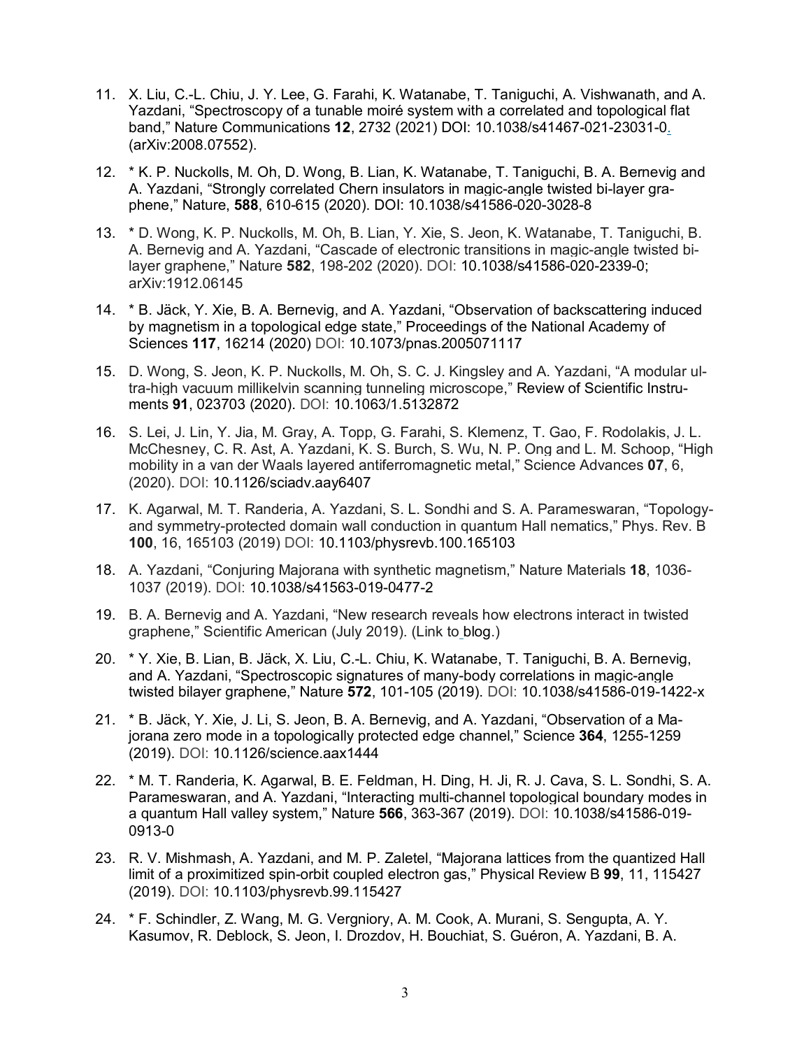11. X. Liu, C.-L. Chiu, J. Y. Lee, G. Farahi, K. Watanabe, T. Taniguchi, A. Vishwanath, and A. Yazdani, "Spectroscopy of a tunable moiré system with a correlated and topological flat band," Nature Communications **12**, 2732 (2021) DOI: 10.1038/s41467-021-23031-0. (arXiv:2008.07552).

12. * K. P. Nuckolls, M. Oh, D. Wong, B. Lian, K. Watanabe, T. Taniguchi, B. A. Bernevig and A. Yazdani, "Strongly correlated Chern insulators in magic-angle twisted bi-layer graphene," Nature, **588**, 610-615 (2020). DOI: 10.1038/s41586-020-3028-8

13. * D. Wong, K. P. Nuckolls, M. Oh, B. Lian, Y. Xie, S. Jeon, K. Watanabe, T. Taniguchi, B. A. Bernevig and A. Yazdani, "Cascade of electronic transitions in magic-angle twisted bi-layer graphene," Nature **582**, 198-202 (2020). DOI: 10.1038/s41586-020-2339-0; arXiv:1912.06145

14. * B. Jäck, Y. Xie, B. A. Bernevig, and A. Yazdani, "Observation of backscattering induced by magnetism in a topological edge state," Proceedings of the National Academy of Sciences **117**, 16214 (2020) DOI: 10.1073/pnas.2005071117

15. D. Wong, S. Jeon, K. P. Nuckolls, M. Oh, S. C. J. Kingsley and A. Yazdani, "A modular ultra-high vacuum millikelvin scanning tunneling microscope," Review of Scientific Instruments **91**, 023703 (2020). DOI: 10.1063/1.5132872

16. S. Lei, J. Lin, Y. Jia, M. Gray, A. Topp, G. Farahi, S. Klemenz, T. Gao, F. Rodolakis, J. L. McChesney, C. R. Ast, A. Yazdani, K. S. Burch, S. Wu, N. P. Ong and L. M. Schoop, "High mobility in a van der Waals layered antiferromagnetic metal," Science Advances **07**, 6, (2020). DOI: 10.1126/sciadv.aay6407

17. K. Agarwal, M. T. Randeria, A. Yazdani, S. L. Sondhi and S. A. Parameswaran, "Topology-and symmetry-protected domain wall conduction in quantum Hall nematics," Phys. Rev. B **100**, 16, 165103 (2019) DOI: 10.1103/physrevb.100.165103

18. A. Yazdani, "Conjuring Majorana with synthetic magnetism," Nature Materials **18**, 1036-1037 (2019). DOI: 10.1038/s41563-019-0477-2

19. B. A. Bernevig and A. Yazdani, "New research reveals how electrons interact in twisted graphene," Scientific American (July 2019). (Link to blog.)

20. * Y. Xie, B. Lian, B. Jäck, X. Liu, C.-L. Chiu, K. Watanabe, T. Taniguchi, B. A. Bernevig, and A. Yazdani, "Spectroscopic signatures of many-body correlations in magic-angle twisted bilayer graphene," Nature **572**, 101-105 (2019). DOI: 10.1038/s41586-019-1422-x

21. * B. Jäck, Y. Xie, J. Li, S. Jeon, B. A. Bernevig, and A. Yazdani, "Observation of a Majorana zero mode in a topologically protected edge channel," Science **364**, 1255-1259 (2019). DOI: 10.1126/science.aax1444

22. * M. T. Randeria, K. Agarwal, B. E. Feldman, H. Ding, H. Ji, R. J. Cava, S. L. Sondhi, S. A. Parameswaran, and A. Yazdani, "Interacting multi-channel topological boundary modes in a quantum Hall valley system," Nature **566**, 363-367 (2019). DOI: 10.1038/s41586-019-0913-0

23. R. V. Mishmash, A. Yazdani, and M. P. Zaletel, "Majorana lattices from the quantized Hall limit of a proximitized spin-orbit coupled electron gas," Physical Review B **99**, 11, 115427 (2019). DOI: 10.1103/physrevb.99.115427

24. * F. Schindler, Z. Wang, M. G. Vergniory, A. M. Cook, A. Murani, S. Sengupta, A. Y. Kasumov, R. Deblock, S. Jeon, I. Drozdov, H. Bouchiat, S. Guéron, A. Yazdani, B. A.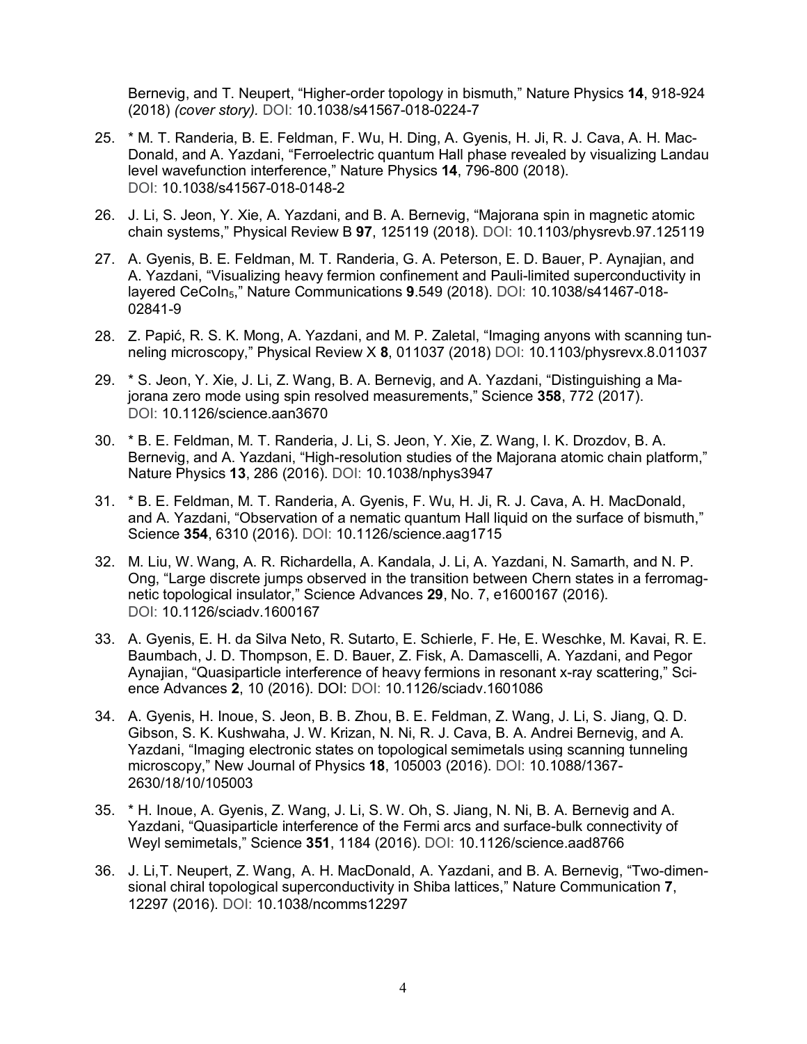Bernevig, and T. Neupert, "Higher-order topology in bismuth," Nature Physics **14**, 918-924 (2018) *(cover story).* DOI: 10.1038/s41567-018-0224-7

25. * M. T. Randeria, B. E. Feldman, F. Wu, H. Ding, A. Gyenis, H. Ji, R. J. Cava, A. H. MacDonald, and A. Yazdani, "Ferroelectric quantum Hall phase revealed by visualizing Landau level wavefunction interference," Nature Physics **14**, 796-800 (2018). DOI: 10.1038/s41567-018-0148-2

26. J. Li, S. Jeon, Y. Xie, A. Yazdani, and B. A. Bernevig, "Majorana spin in magnetic atomic chain systems," Physical Review B **97**, 125119 (2018). DOI: 10.1103/physrevb.97.125119

27. A. Gyenis, B. E. Feldman, M. T. Randeria, G. A. Peterson, E. D. Bauer, P. Aynajian, and A. Yazdani, "Visualizing heavy fermion confinement and Pauli-limited superconductivity in layered $CeCoIn_5$," Nature Communications **9**.549 (2018). DOI: 10.1038/s41467-018-02841-9

28. Z. Papić, R. S. K. Mong, A. Yazdani, and M. P. Zaletal, "Imaging anyons with scanning tunneling microscopy," Physical Review X **8**, 011037 (2018) DOI: 10.1103/physrevx.8.011037

29. * S. Jeon, Y. Xie, J. Li, Z. Wang, B. A. Bernevig, and A. Yazdani, "Distinguishing a Majorana zero mode using spin resolved measurements," Science **358**, 772 (2017). DOI: 10.1126/science.aan3670

30. * B. E. Feldman, M. T. Randeria, J. Li, S. Jeon, Y. Xie, Z. Wang, I. K. Drozdov, B. A. Bernevig, and A. Yazdani, "High-resolution studies of the Majorana atomic chain platform," Nature Physics **13**, 286 (2016). DOI: 10.1038/nphys3947

31. * B. E. Feldman, M. T. Randeria, A. Gyenis, F. Wu, H. Ji, R. J. Cava, A. H. MacDonald, and A. Yazdani, "Observation of a nematic quantum Hall liquid on the surface of bismuth," Science **354**, 6310 (2016). DOI: 10.1126/science.aag1715

32. M. Liu, W. Wang, A. R. Richardella, A. Kandala, J. Li, A. Yazdani, N. Samarth, and N. P. Ong, "Large discrete jumps observed in the transition between Chern states in a ferromagnetic topological insulator," Science Advances **29**, No. 7, e1600167 (2016). DOI: 10.1126/sciadv.1600167

33. A. Gyenis, E. H. da Silva Neto, R. Sutarto, E. Schierle, F. He, E. Weschke, M. Kavai, R. E. Baumbach, J. D. Thompson, E. D. Bauer, Z. Fisk, A. Damascelli, A. Yazdani, and Pegor Aynajian, "Quasiparticle interference of heavy fermions in resonant x-ray scattering," Science Advances **2**, 10 (2016). DOI: DOI: 10.1126/sciadv.1601086

34. A. Gyenis, H. Inoue, S. Jeon, B. B. Zhou, B. E. Feldman, Z. Wang, J. Li, S. Jiang, Q. D. Gibson, S. K. Kushwaha, J. W. Krizan, N. Ni, R. J. Cava, B. A. Andrei Bernevig, and A. Yazdani, "Imaging electronic states on topological semimetals using scanning tunneling microscopy," New Journal of Physics **18**, 105003 (2016). DOI: 10.1088/1367-2630/18/10/105003

35. * H. Inoue, A. Gyenis, Z. Wang, J. Li, S. W. Oh, S. Jiang, N. Ni, B. A. Bernevig and A. Yazdani, "Quasiparticle interference of the Fermi arcs and surface-bulk connectivity of Weyl semimetals," Science **351**, 1184 (2016). DOI: 10.1126/science.aad8766

36. J. Li, T. Neupert, Z. Wang, A. H. MacDonald, A. Yazdani, and B. A. Bernevig, "Two-dimensional chiral topological superconductivity in Shiba lattices," Nature Communication **7**, 12297 (2016). DOI: 10.1038/ncomms12297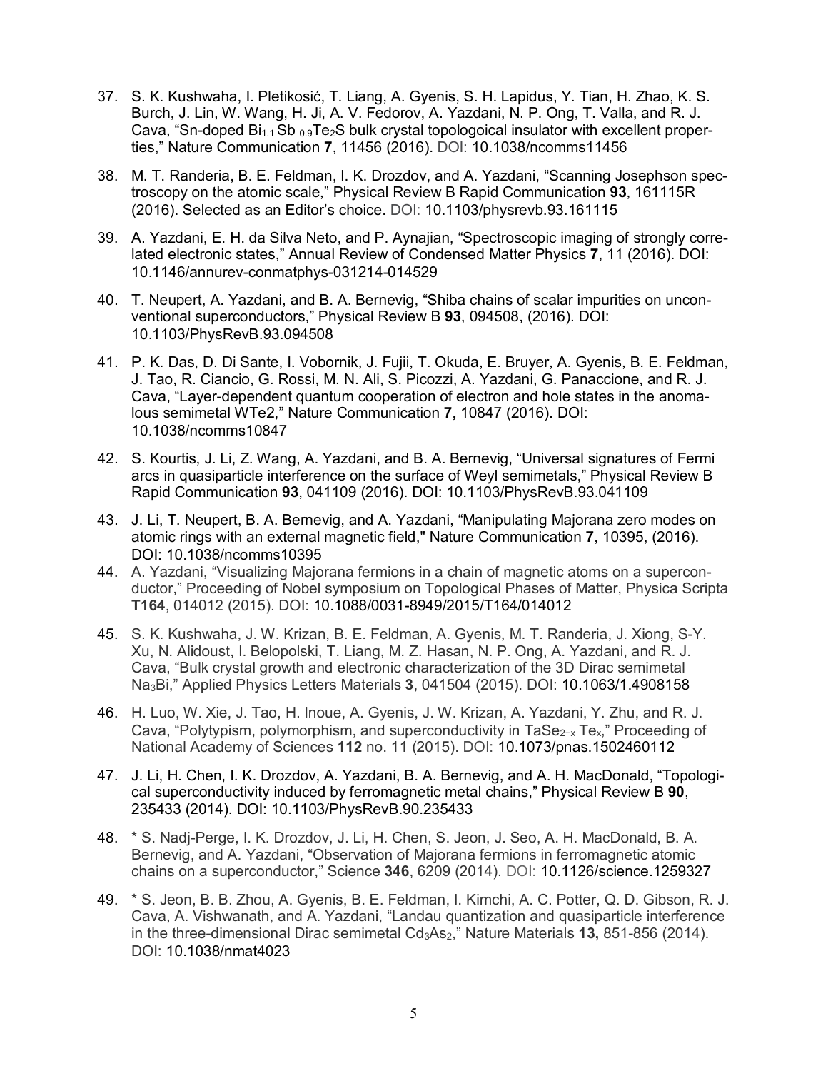37. S. K. Kushwaha, I. Pletikosić, T. Liang, A. Gyenis, S. H. Lapidus, Y. Tian, H. Zhao, K. S. Burch, J. Lin, W. Wang, H. Ji, A. V. Fedorov, A. Yazdani, N. P. Ong, T. Valla, and R. J. Cava, "Sn-doped $Bi_{1.1}Sb_{0.9}Te_2S$ bulk crystal topologoical insulator with excellent properties," Nature Communication **7**, 11456 (2016). DOI: 10.1038/ncomms11456

38. M. T. Randeria, B. E. Feldman, I. K. Drozdov, and A. Yazdani, "Scanning Josephson spectroscopy on the atomic scale," Physical Review B Rapid Communication **93**, 161115R (2016). Selected as an Editor's choice. DOI: 10.1103/physrevb.93.161115

39. A. Yazdani, E. H. da Silva Neto, and P. Aynajian, "Spectroscopic imaging of strongly correlated electronic states," Annual Review of Condensed Matter Physics **7**, 11 (2016). DOI: 10.1146/annurev-conmatphys-031214-014529

40. T. Neupert, A. Yazdani, and B. A. Bernevig, "Shiba chains of scalar impurities on unconventional superconductors," Physical Review B **93**, 094508, (2016). DOI: 10.1103/PhysRevB.93.094508

41. P. K. Das, D. Di Sante, I. Vobornik, J. Fujii, T. Okuda, E. Bruyer, A. Gyenis, B. E. Feldman, J. Tao, R. Ciancio, G. Rossi, M. N. Ali, S. Picozzi, A. Yazdani, G. Panaccione, and R. J. Cava, "Layer-dependent quantum cooperation of electron and hole states in the anomalous semimetal WTe2," Nature Communication **7,** 10847 (2016). DOI: 10.1038/ncomms10847

42. S. Kourtis, J. Li, Z. Wang, A. Yazdani, and B. A. Bernevig, "Universal signatures of Fermi arcs in quasiparticle interference on the surface of Weyl semimetals," Physical Review B Rapid Communication **93**, 041109 (2016). DOI: 10.1103/PhysRevB.93.041109

43. J. Li, T. Neupert, B. A. Bernevig, and A. Yazdani, "Manipulating Majorana zero modes on atomic rings with an external magnetic field," Nature Communication **7**, 10395, (2016). DOI: 10.1038/ncomms10395

44. A. Yazdani, "Visualizing Majorana fermions in a chain of magnetic atoms on a superconductor," Proceeding of Nobel symposium on Topological Phases of Matter, Physica Scripta **T164**, 014012 (2015). DOI: 10.1088/0031-8949/2015/T164/014012

45. S. K. Kushwaha, J. W. Krizan, B. E. Feldman, A. Gyenis, M. T. Randeria, J. Xiong, S-Y. Xu, N. Alidoust, I. Belopolski, T. Liang, M. Z. Hasan, N. P. Ong, A. Yazdani, and R. J. Cava, "Bulk crystal growth and electronic characterization of the 3D Dirac semimetal $Na_3Bi$," Applied Physics Letters Materials **3**, 041504 (2015). DOI: 10.1063/1.4908158

46. H. Luo, W. Xie, J. Tao, H. Inoue, A. Gyenis, J. W. Krizan, A. Yazdani, Y. Zhu, and R. J. Cava, "Polytypism, polymorphism, and superconductivity in $TaSe_{2-x}Te_x$," Proceeding of National Academy of Sciences **112** no. 11 (2015). DOI: 10.1073/pnas.1502460112

47. J. Li, H. Chen, I. K. Drozdov, A. Yazdani, B. A. Bernevig, and A. H. MacDonald, "Topological superconductivity induced by ferromagnetic metal chains," Physical Review B **90**, 235433 (2014). DOI: 10.1103/PhysRevB.90.235433

48. * S. Nadj-Perge, I. K. Drozdov, J. Li, H. Chen, S. Jeon, J. Seo, A. H. MacDonald, B. A. Bernevig, and A. Yazdani, "Observation of Majorana fermions in ferromagnetic atomic chains on a superconductor," Science **346**, 6209 (2014). DOI: 10.1126/science.1259327

49. * S. Jeon, B. B. Zhou, A. Gyenis, B. E. Feldman, I. Kimchi, A. C. Potter, Q. D. Gibson, R. J. Cava, A. Vishwanath, and A. Yazdani, "Landau quantization and quasiparticle interference in the three-dimensional Dirac semimetal $Cd_3As_2$," Nature Materials **13,** 851-856 (2014). DOI: 10.1038/nmat4023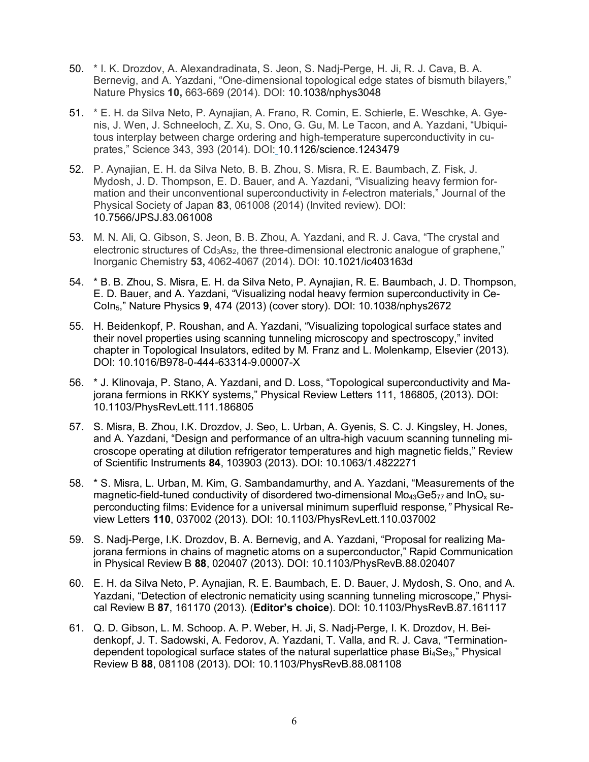50. * I. K. Drozdov, A. Alexandradinata, S. Jeon, S. Nadj-Perge, H. Ji, R. J. Cava, B. A. Bernevig, and A. Yazdani, "One-dimensional topological edge states of bismuth bilayers," Nature Physics **10,** 663-669 (2014). DOI: 10.1038/nphys3048

51. * E. H. da Silva Neto, P. Aynajian, A. Frano, R. Comin, E. Schierle, E. Weschke, A. Gyenis, J. Wen, J. Schneeloch, Z. Xu, S. Ono, G. Gu, M. Le Tacon, and A. Yazdani, "Ubiquitous interplay between charge ordering and high-temperature superconductivity in cuprates," Science 343, 393 (2014). DOI: 10.1126/science.1243479

52. P. Aynajian, E. H. da Silva Neto, B. B. Zhou, S. Misra, R. E. Baumbach, Z. Fisk, J. Mydosh, J. D. Thompson, E. D. Bauer, and A. Yazdani, "Visualizing heavy fermion formation and their unconventional superconductivity in *f*-electron materials," Journal of the Physical Society of Japan **83**, 061008 (2014) (Invited review). DOI: 10.7566/JPSJ.83.061008

53. M. N. Ali, Q. Gibson, S. Jeon, B. B. Zhou, A. Yazdani, and R. J. Cava, "The crystal and electronic structures of $Cd_3As_2$, the three-dimensional electronic analogue of graphene," Inorganic Chemistry **53,** 4062-4067 (2014). DOI: 10.1021/ic403163d

54. * B. B. Zhou, S. Misra, E. H. da Silva Neto, P. Aynajian, R. E. Baumbach, J. D. Thompson, E. D. Bauer, and A. Yazdani, "Visualizing nodal heavy fermion superconductivity in $CeCoIn_5$," Nature Physics **9**, 474 (2013) (cover story). DOI: 10.1038/nphys2672

55. H. Beidenkopf, P. Roushan, and A. Yazdani, "Visualizing topological surface states and their novel properties using scanning tunneling microscopy and spectroscopy," invited chapter in Topological Insulators, edited by M. Franz and L. Molenkamp, Elsevier (2013). DOI: 10.1016/B978-0-444-63314-9.00007-X

56. * J. Klinovaja, P. Stano, A. Yazdani, and D. Loss, "Topological superconductivity and Majorana fermions in RKKY systems," Physical Review Letters 111, 186805, (2013). DOI: 10.1103/PhysRevLett.111.186805

57. S. Misra, B. Zhou, I.K. Drozdov, J. Seo, L. Urban, A. Gyenis, S. C. J. Kingsley, H. Jones, and A. Yazdani, "Design and performance of an ultra-high vacuum scanning tunneling microscope operating at dilution refrigerator temperatures and high magnetic fields," Review of Scientific Instruments **84**, 103903 (2013). DOI: 10.1063/1.4822271

58. * S. Misra, L. Urban, M. Kim, G. Sambandamurthy, and A. Yazdani, "Measurements of the magnetic-field-tuned conductivity of disordered two-dimensional $Mo_{43}Ge5_{77}$ and $InO_x$ superconducting films: Evidence for a universal minimum superfluid response*,"* Physical Review Letters **110**, 037002 (2013). DOI: 10.1103/PhysRevLett.110.037002

59. S. Nadj-Perge, I.K. Drozdov, B. A. Bernevig, and A. Yazdani, "Proposal for realizing Majorana fermions in chains of magnetic atoms on a superconductor," Rapid Communication in Physical Review B **88**, 020407 (2013). DOI: 10.1103/PhysRevB.88.020407

60. E. H. da Silva Neto, P. Aynajian, R. E. Baumbach, E. D. Bauer, J. Mydosh, S. Ono, and A. Yazdani, "Detection of electronic nematicity using scanning tunneling microscope," Physical Review B **87**, 161170 (2013). (**Editor's choice**). DOI: 10.1103/PhysRevB.87.161117

61. Q. D. Gibson, L. M. Schoop. A. P. Weber, H. Ji, S. Nadj-Perge, I. K. Drozdov, H. Beidenkopf, J. T. Sadowski, A. Fedorov, A. Yazdani, T. Valla, and R. J. Cava, "Termination-dependent topological surface states of the natural superlattice phase $Bi_4Se_3$," Physical Review B **88**, 081108 (2013). DOI: 10.1103/PhysRevB.88.081108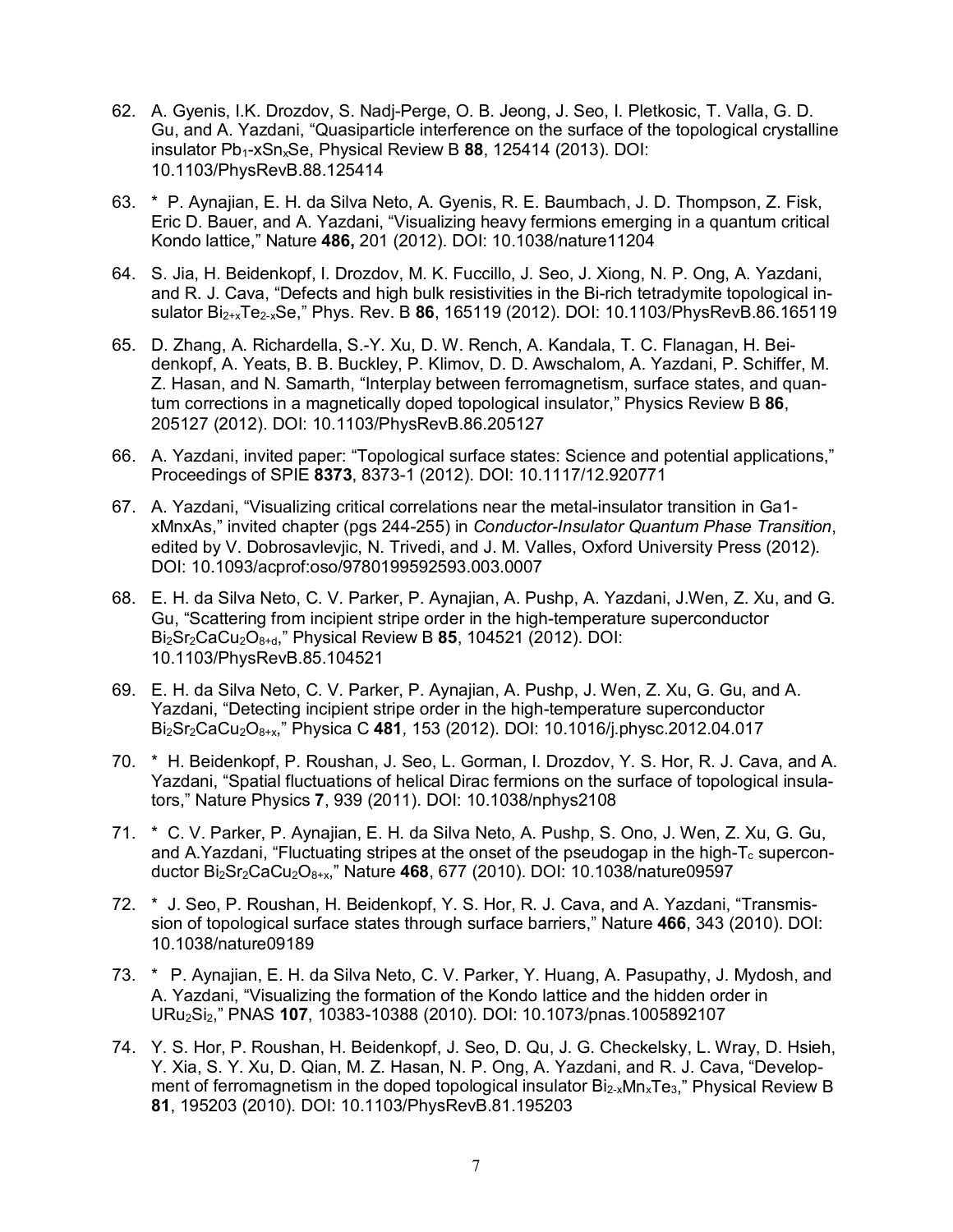62. A. Gyenis, I.K. Drozdov, S. Nadj-Perge, O. B. Jeong, J. Seo, I. Pletkosic, T. Valla, G. D. Gu, and A. Yazdani, "Quasiparticle interference on the surface of the topological crystalline insulator $Pb_{1}$-$xSn_{x}Se$, Physical Review B **88**, 125414 (2013). DOI: 10.1103/PhysRevB.88.125414

63. * P. Aynajian, E. H. da Silva Neto, A. Gyenis, R. E. Baumbach, J. D. Thompson, Z. Fisk, Eric D. Bauer, and A. Yazdani, "Visualizing heavy fermions emerging in a quantum critical Kondo lattice," Nature **486,** 201 (2012). DOI: 10.1038/nature11204

64. S. Jia, H. Beidenkopf, I. Drozdov, M. K. Fuccillo, J. Seo, J. Xiong, N. P. Ong, A. Yazdani, and R. J. Cava, "Defects and high bulk resistivities in the Bi-rich tetradymite topological insulator $Bi_{2+x}Te_{2-x}Se$," Phys. Rev. B **86**, 165119 (2012). DOI: 10.1103/PhysRevB.86.165119

65. D. Zhang, A. Richardella, S.-Y. Xu, D. W. Rench, A. Kandala, T. C. Flanagan, H. Beidenkopf, A. Yeats, B. B. Buckley, P. Klimov, D. D. Awschalom, A. Yazdani, P. Schiffer, M. Z. Hasan, and N. Samarth, "Interplay between ferromagnetism, surface states, and quantum corrections in a magnetically doped topological insulator," Physics Review B **86**, 205127 (2012). DOI: 10.1103/PhysRevB.86.205127

66. A. Yazdani, invited paper: "Topological surface states: Science and potential applications," Proceedings of SPIE **8373**, 8373-1 (2012). DOI: 10.1117/12.920771

67. A. Yazdani, "Visualizing critical correlations near the metal-insulator transition in Ga1-xMnxAs," invited chapter (pgs 244-255) in *Conductor-Insulator Quantum Phase Transition*, edited by V. Dobrosavlevjic, N. Trivedi, and J. M. Valles, Oxford University Press (2012). DOI: 10.1093/acprof:oso/9780199592593.003.0007

68. E. H. da Silva Neto, C. V. Parker, P. Aynajian, A. Pushp, A. Yazdani, J.Wen, Z. Xu, and G. Gu, "Scattering from incipient stripe order in the high-temperature superconductor $Bi_2Sr_2CaCu_2O_{8+d}$," Physical Review B **85**, 104521 (2012). DOI: 10.1103/PhysRevB.85.104521

69. E. H. da Silva Neto, C. V. Parker, P. Aynajian, A. Pushp, J. Wen, Z. Xu, G. Gu, and A. Yazdani, "Detecting incipient stripe order in the high-temperature superconductor $Bi_2Sr_2CaCu_2O_{8+x}$," Physica C **481***,* 153 (2012). DOI: 10.1016/j.physc.2012.04.017

70. * H. Beidenkopf, P. Roushan, J. Seo, L. Gorman, I. Drozdov, Y. S. Hor, R. J. Cava, and A. Yazdani, "Spatial fluctuations of helical Dirac fermions on the surface of topological insulators," Nature Physics **7**, 939 (2011). DOI: 10.1038/nphys2108

71. * C. V. Parker, P. Aynajian, E. H. da Silva Neto, A. Pushp, S. Ono, J. Wen, Z. Xu, G. Gu, and A.Yazdani, "Fluctuating stripes at the onset of the pseudogap in the high-$T_c$ superconductor $Bi_2Sr_2CaCu_2O_{8+x}$," Nature **468**, 677 (2010). DOI: 10.1038/nature09597

72. * J. Seo, P. Roushan, H. Beidenkopf, Y. S. Hor, R. J. Cava, and A. Yazdani, "Transmission of topological surface states through surface barriers," Nature **466**, 343 (2010). DOI: 10.1038/nature09189

73. * P. Aynajian, E. H. da Silva Neto, C. V. Parker, Y. Huang, A. Pasupathy, J. Mydosh, and A. Yazdani, "Visualizing the formation of the Kondo lattice and the hidden order in $URu_2Si_2$," PNAS **107**, 10383-10388 (2010). DOI: 10.1073/pnas.1005892107

74. Y. S. Hor, P. Roushan, H. Beidenkopf, J. Seo, D. Qu, J. G. Checkelsky, L. Wray, D. Hsieh, Y. Xia, S. Y. Xu, D. Qian, M. Z. Hasan, N. P. Ong, A. Yazdani, and R. J. Cava, "Development of ferromagnetism in the doped topological insulator $Bi_{2-x}Mn_xTe_3$," Physical Review B **81**, 195203 (2010). DOI: 10.1103/PhysRevB.81.195203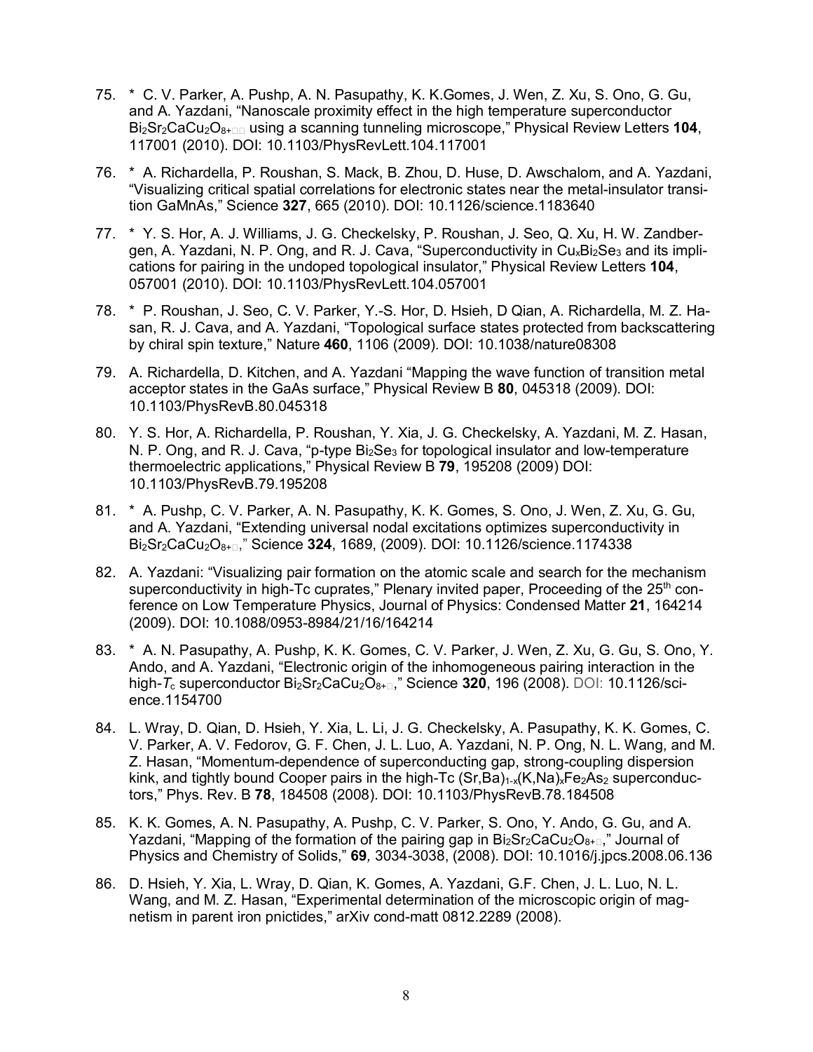75. * C. V. Parker, A. Pushp, A. N. Pasupathy, K. K.Gomes, J. Wen, Z. Xu, S. Ono, G. Gu, and A. Yazdani, "Nanoscale proximity effect in the high temperature superconductor $Bi_2Sr_2CaCu_2O_{8+\delta}$ using a scanning tunneling microscope," Physical Review Letters **104**, 117001 (2010). DOI: 10.1103/PhysRevLett.104.117001

76. * A. Richardella, P. Roushan, S. Mack, B. Zhou, D. Huse, D. Awschalom, and A. Yazdani, "Visualizing critical spatial correlations for electronic states near the metal-insulator transition GaMnAs," Science **327**, 665 (2010). DOI: 10.1126/science.1183640

77. * Y. S. Hor, A. J. Williams, J. G. Checkelsky, P. Roushan, J. Seo, Q. Xu, H. W. Zandbergen, A. Yazdani, N. P. Ong, and R. J. Cava, "Superconductivity in $Cu_xBi_2Se_3$ and its implications for pairing in the undoped topological insulator," Physical Review Letters **104**, 057001 (2010). DOI: 10.1103/PhysRevLett.104.057001

78. * P. Roushan, J. Seo, C. V. Parker, Y.-S. Hor, D. Hsieh, D Qian, A. Richardella, M. Z. Hasan, R. J. Cava, and A. Yazdani, "Topological surface states protected from backscattering by chiral spin texture," Nature **460**, 1106 (2009). DOI: 10.1038/nature08308

79. A. Richardella, D. Kitchen, and A. Yazdani "Mapping the wave function of transition metal acceptor states in the GaAs surface," Physical Review B **80**, 045318 (2009). DOI: 10.1103/PhysRevB.80.045318

80. Y. S. Hor, A. Richardella, P. Roushan, Y. Xia, J. G. Checkelsky, A. Yazdani, M. Z. Hasan, N. P. Ong, and R. J. Cava, "p-type $Bi_2Se_3$ for topological insulator and low-temperature thermoelectric applications," Physical Review B **79**, 195208 (2009) DOI: 10.1103/PhysRevB.79.195208

81. * A. Pushp, C. V. Parker, A. N. Pasupathy, K. K. Gomes, S. Ono, J. Wen, Z. Xu, G. Gu, and A. Yazdani, "Extending universal nodal excitations optimizes superconductivity in $Bi_2Sr_2CaCu_2O_{8+\delta}$," Science **324**, 1689, (2009). DOI: 10.1126/science.1174338

82. A. Yazdani: "Visualizing pair formation on the atomic scale and search for the mechanism superconductivity in high-Tc cuprates," Plenary invited paper, Proceeding of the 25[th] conference on Low Temperature Physics, Journal of Physics: Condensed Matter **21**, 164214 (2009). DOI: 10.1088/0953-8984/21/16/164214

83. * A. N. Pasupathy, A. Pushp, K. K. Gomes, C. V. Parker, J. Wen, Z. Xu, G. Gu, S. Ono, Y. Ando, and A. Yazdani, "Electronic origin of the inhomogeneous pairing interaction in the high-$T_c$ superconductor $Bi_2Sr_2CaCu_2O_{8+\delta}$," Science **320**, 196 (2008). DOI: 10.1126/science.1154700

84. L. Wray, D. Qian, D. Hsieh, Y. Xia, L. Li, J. G. Checkelsky, A. Pasupathy, K. K. Gomes, C. V. Parker, A. V. Fedorov, G. F. Chen, J. L. Luo, A. Yazdani, N. P. Ong, N. L. Wang, and M. Z. Hasan, "Momentum-dependence of superconducting gap, strong-coupling dispersion kink, and tightly bound Cooper pairs in the high-Tc $(Sr,Ba)_{1-x}(K,Na)_xFe_2As_2$ superconductors," Phys. Rev. B **78**, 184508 (2008). DOI: 10.1103/PhysRevB.78.184508

85. K. K. Gomes, A. N. Pasupathy, A. Pushp, C. V. Parker, S. Ono, Y. Ando, G. Gu, and A. Yazdani, "Mapping of the formation of the pairing gap in $Bi_2Sr_2CaCu_2O_{8+\delta}$," Journal of Physics and Chemistry of Solids," **69**, 3034-3038, (2008). DOI: 10.1016/j.jpcs.2008.06.136

86. D. Hsieh, Y. Xia, L. Wray, D. Qian, K. Gomes, A. Yazdani, G.F. Chen, J. L. Luo, N. L. Wang, and M. Z. Hasan, "Experimental determination of the microscopic origin of magnetism in parent iron pnictides," arXiv cond-matt 0812.2289 (2008).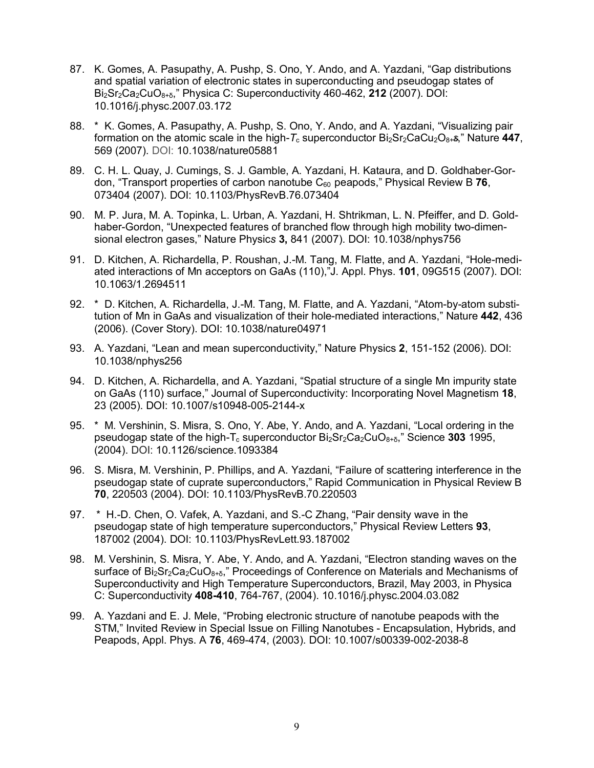87. K. Gomes, A. Pasupathy, A. Pushp, S. Ono, Y. Ando, and A. Yazdani, “Gap distributions and spatial variation of electronic states in superconducting and pseudogap states of $Bi_2Sr_2Ca_2CuO_{8+\delta}$,” Physica C: Superconductivity 460-462, **212** (2007). DOI: 10.1016/j.physc.2007.03.172

88. * K. Gomes, A. Pasupathy, A. Pushp, S. Ono, Y. Ando, and A. Yazdani, “Visualizing pair formation on the atomic scale in the high-$T_c$ superconductor $Bi_2Sr_2CaCu_2O_{8+\delta}$,” Nature **447**, 569 (2007). DOI: 10.1038/nature05881

89. C. H. L. Quay, J. Cumings, S. J. Gamble, A. Yazdani, H. Kataura, and D. Goldhaber-Gordon, “Transport properties of carbon nanotube $C_{60}$ peapods,” Physical Review B **76**, 073404 (2007). DOI: 10.1103/PhysRevB.76.073404

90. M. P. Jura, M. A. Topinka, L. Urban, A. Yazdani, H. Shtrikman, L. N. Pfeiffer, and D. Goldhaber-Gordon, “Unexpected features of branched flow through high mobility two-dimensional electron gases,” Nature Physics **3,** 841 (2007). DOI: 10.1038/nphys756

91. D. Kitchen, A. Richardella, P. Roushan, J.-M. Tang, M. Flatte, and A. Yazdani, “Hole-mediated interactions of Mn acceptors on GaAs (110),”J. Appl. Phys. **101**, 09G515 (2007). DOI: 10.1063/1.2694511

92. * D. Kitchen, A. Richardella, J.-M. Tang, M. Flatte, and A. Yazdani, “Atom-by-atom substitution of Mn in GaAs and visualization of their hole-mediated interactions,” Nature **442**, 436 (2006). (Cover Story). DOI: 10.1038/nature04971

93. A. Yazdani, “Lean and mean superconductivity,” Nature Physics **2**, 151-152 (2006). DOI: 10.1038/nphys256

94. D. Kitchen, A. Richardella, and A. Yazdani, “Spatial structure of a single Mn impurity state on GaAs (110) surface,” Journal of Superconductivity: Incorporating Novel Magnetism **18**, 23 (2005). DOI: 10.1007/s10948-005-2144-x

95. * M. Vershinin, S. Misra, S. Ono, Y. Abe, Y. Ando, and A. Yazdani, “Local ordering in the pseudogap state of the high-$T_c$ superconductor $Bi_2Sr_2Ca_2CuO_{8+\delta}$,” Science **303** 1995, (2004). DOI: 10.1126/science.1093384

96. S. Misra, M. Vershinin, P. Phillips, and A. Yazdani, “Failure of scattering interference in the pseudogap state of cuprate superconductors,” Rapid Communication in Physical Review B **70**, 220503 (2004). DOI: 10.1103/PhysRevB.70.220503

97. * H.-D. Chen, O. Vafek, A. Yazdani, and S.-C Zhang, “Pair density wave in the pseudogap state of high temperature superconductors,” Physical Review Letters **93**, 187002 (2004). DOI: 10.1103/PhysRevLett.93.187002

98. M. Vershinin, S. Misra, Y. Abe, Y. Ando, and A. Yazdani, “Electron standing waves on the surface of $Bi_2Sr_2Ca_2CuO_{8+\delta}$,” Proceedings of Conference on Materials and Mechanisms of Superconductivity and High Temperature Superconductors, Brazil, May 2003, in Physica C: Superconductivity **408-410**, 764-767, (2004). 10.1016/j.physc.2004.03.082

99. A. Yazdani and E. J. Mele, “Probing electronic structure of nanotube peapods with the STM,” Invited Review in Special Issue on Filling Nanotubes - Encapsulation, Hybrids, and Peapods, Appl. Phys. A **76**, 469-474, (2003). DOI: 10.1007/s00339-002-2038-8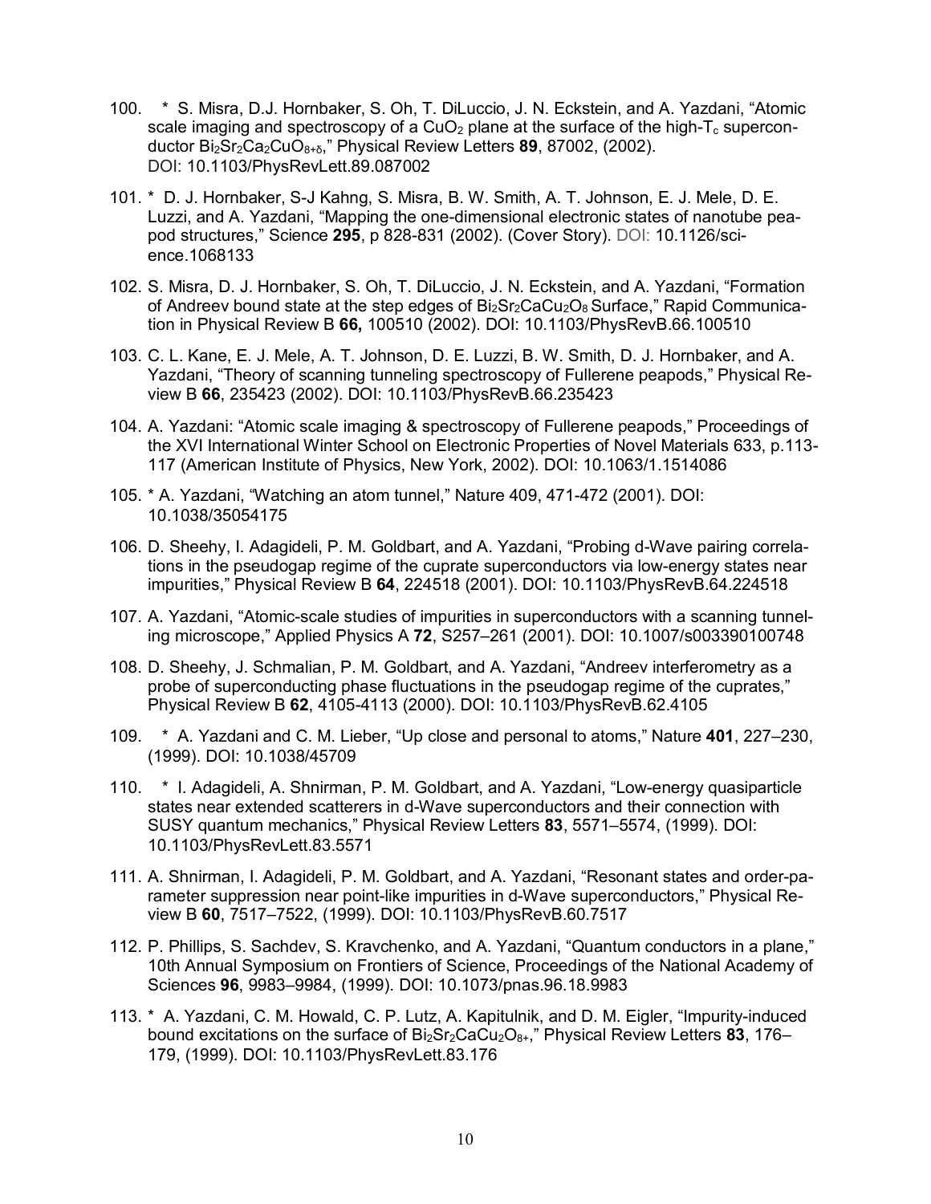100. * S. Misra, D.J. Hornbaker, S. Oh, T. DiLuccio, J. N. Eckstein, and A. Yazdani, "Atomic scale imaging and spectroscopy of a $CuO_2$ plane at the surface of the high-$T_c$ superconductor $Bi_2Sr_2Ca_2CuO_{8+\delta}$," Physical Review Letters **89**, 87002, (2002). DOI: 10.1103/PhysRevLett.89.087002

101. * D. J. Hornbaker, S-J Kahng, S. Misra, B. W. Smith, A. T. Johnson, E. J. Mele, D. E. Luzzi, and A. Yazdani, "Mapping the one-dimensional electronic states of nanotube peapod structures," Science **295**, p 828-831 (2002). (Cover Story). DOI: 10.1126/science.1068133

102. S. Misra, D. J. Hornbaker, S. Oh, T. DiLuccio, J. N. Eckstein, and A. Yazdani, "Formation of Andreev bound state at the step edges of $Bi_2Sr_2CaCu_2O_8$ Surface," Rapid Communication in Physical Review B **66,** 100510 (2002). DOI: 10.1103/PhysRevB.66.100510

103. C. L. Kane, E. J. Mele, A. T. Johnson, D. E. Luzzi, B. W. Smith, D. J. Hornbaker, and A. Yazdani, "Theory of scanning tunneling spectroscopy of Fullerene peapods," Physical Review B **66**, 235423 (2002). DOI: 10.1103/PhysRevB.66.235423

104. A. Yazdani: "Atomic scale imaging & spectroscopy of Fullerene peapods," Proceedings of the XVI International Winter School on Electronic Properties of Novel Materials 633, p.113-117 (American Institute of Physics, New York, 2002). DOI: 10.1063/1.1514086

105. * A. Yazdani, "Watching an atom tunnel," Nature 409, 471-472 (2001). DOI: 10.1038/35054175

106. D. Sheehy, I. Adagideli, P. M. Goldbart, and A. Yazdani, "Probing d-Wave pairing correlations in the pseudogap regime of the cuprate superconductors via low-energy states near impurities," Physical Review B **64**, 224518 (2001). DOI: 10.1103/PhysRevB.64.224518

107. A. Yazdani, "Atomic-scale studies of impurities in superconductors with a scanning tunneling microscope," Applied Physics A **72**, S257–261 (2001). DOI: 10.1007/s003390100748

108. D. Sheehy, J. Schmalian, P. M. Goldbart, and A. Yazdani, "Andreev interferometry as a probe of superconducting phase fluctuations in the pseudogap regime of the cuprates," Physical Review B **62**, 4105-4113 (2000). DOI: 10.1103/PhysRevB.62.4105

109. * A. Yazdani and C. M. Lieber, "Up close and personal to atoms," Nature **401**, 227–230, (1999). DOI: 10.1038/45709

110. * I. Adagideli, A. Shnirman, P. M. Goldbart, and A. Yazdani, "Low-energy quasiparticle states near extended scatterers in d-Wave superconductors and their connection with SUSY quantum mechanics," Physical Review Letters **83**, 5571–5574, (1999). DOI: 10.1103/PhysRevLett.83.5571

111. A. Shnirman, I. Adagideli, P. M. Goldbart, and A. Yazdani, "Resonant states and order-parameter suppression near point-like impurities in d-Wave superconductors," Physical Review B **60**, 7517–7522, (1999). DOI: 10.1103/PhysRevB.60.7517

112. P. Phillips, S. Sachdev, S. Kravchenko, and A. Yazdani, "Quantum conductors in a plane," 10th Annual Symposium on Frontiers of Science, Proceedings of the National Academy of Sciences **96**, 9983–9984, (1999). DOI: 10.1073/pnas.96.18.9983

113. * A. Yazdani, C. M. Howald, C. P. Lutz, A. Kapitulnik, and D. M. Eigler, "Impurity-induced bound excitations on the surface of $Bi_2Sr_2CaCu_2O_{8+}$," Physical Review Letters **83**, 176–179, (1999). DOI: 10.1103/PhysRevLett.83.176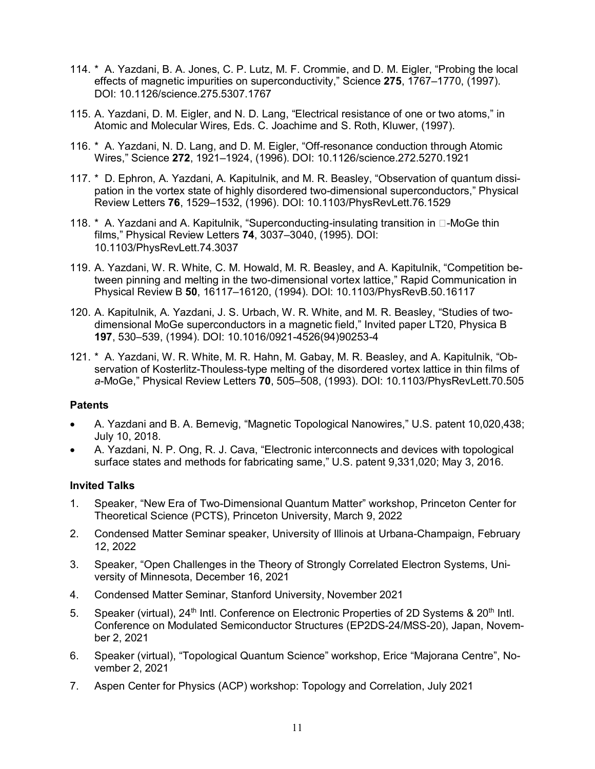114. * A. Yazdani, B. A. Jones, C. P. Lutz, M. F. Crommie, and D. M. Eigler, "Probing the local effects of magnetic impurities on superconductivity," Science **275**, 1767–1770, (1997). DOI: 10.1126/science.275.5307.1767

115. A. Yazdani, D. M. Eigler, and N. D. Lang, "Electrical resistance of one or two atoms," in Atomic and Molecular Wires*,* Eds. C. Joachime and S. Roth, Kluwer, (1997).

116. * A. Yazdani, N. D. Lang, and D. M. Eigler, "Off-resonance conduction through Atomic Wires," Science **272**, 1921–1924, (1996). DOI: 10.1126/science.272.5270.1921

117. * D. Ephron, A. Yazdani, A. Kapitulnik, and M. R. Beasley, "Observation of quantum dissipation in the vortex state of highly disordered two-dimensional superconductors," Physical Review Letters **76**, 1529–1532, (1996). DOI: 10.1103/PhysRevLett.76.1529

118. * A. Yazdani and A. Kapitulnik, "Superconducting-insulating transition in □-MoGe thin films," Physical Review Letters **74**, 3037–3040, (1995). DOI: 10.1103/PhysRevLett.74.3037

119. A. Yazdani, W. R. White, C. M. Howald, M. R. Beasley, and A. Kapitulnik, "Competition between pinning and melting in the two-dimensional vortex lattice," Rapid Communication in Physical Review B **50**, 16117–16120, (1994). DOI: 10.1103/PhysRevB.50.16117

120. A. Kapitulnik, A. Yazdani, J. S. Urbach, W. R. White, and M. R. Beasley, "Studies of two-dimensional MoGe superconductors in a magnetic field," Invited paper LT20, Physica B **197**, 530–539, (1994). DOI: 10.1016/0921-4526(94)90253-4

121. * A. Yazdani, W. R. White, M. R. Hahn, M. Gabay, M. R. Beasley, and A. Kapitulnik, "Observation of Kosterlitz-Thouless-type melting of the disordered vortex lattice in thin films of *a*-MoGe," Physical Review Letters **70**, 505–508, (1993). DOI: 10.1103/PhysRevLett.70.505

### Patents

- A. Yazdani and B. A. Bernevig, "Magnetic Topological Nanowires," U.S. patent 10,020,438; July 10, 2018.
- A. Yazdani, N. P. Ong, R. J. Cava, "Electronic interconnects and devices with topological surface states and methods for fabricating same," U.S. patent 9,331,020; May 3, 2016.

### Invited Talks

1. Speaker, "New Era of Two-Dimensional Quantum Matter" workshop, Princeton Center for Theoretical Science (PCTS), Princeton University, March 9, 2022
2. Condensed Matter Seminar speaker, University of Illinois at Urbana-Champaign, February 12, 2022
3. Speaker, "Open Challenges in the Theory of Strongly Correlated Electron Systems, University of Minnesota, December 16, 2021
4. Condensed Matter Seminar, Stanford University, November 2021
5. Speaker (virtual), 24th Intl. Conference on Electronic Properties of 2D Systems & 20th Intl. Conference on Modulated Semiconductor Structures (EP2DS-24/MSS-20), Japan, November 2, 2021
6. Speaker (virtual), "Topological Quantum Science" workshop, Erice "Majorana Centre", November 2, 2021
7. Aspen Center for Physics (ACP) workshop: Topology and Correlation, July 2021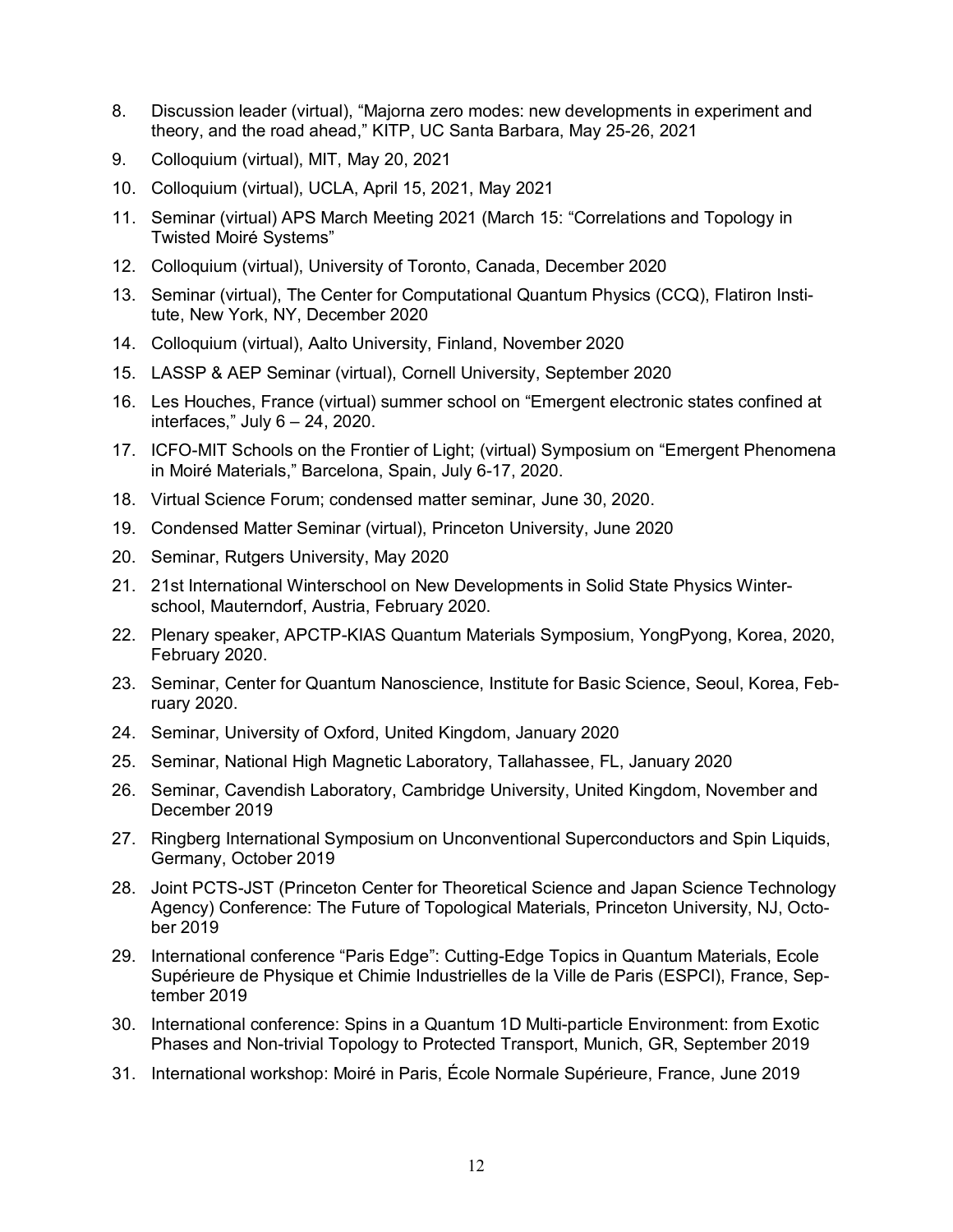8. Discussion leader (virtual), “Majorna zero modes: new developments in experiment and theory, and the road ahead,” KITP, UC Santa Barbara, May 25-26, 2021
9. Colloquium (virtual), MIT, May 20, 2021
10. Colloquium (virtual), UCLA, April 15, 2021, May 2021
11. Seminar (virtual) APS March Meeting 2021 (March 15: “Correlations and Topology in Twisted Moiré Systems”
12. Colloquium (virtual), University of Toronto, Canada, December 2020
13. Seminar (virtual), The Center for Computational Quantum Physics (CCQ), Flatiron Institute, New York, NY, December 2020
14. Colloquium (virtual), Aalto University, Finland, November 2020
15. LASSP & AEP Seminar (virtual), Cornell University, September 2020
16. Les Houches, France (virtual) summer school on “Emergent electronic states confined at interfaces,” July 6 – 24, 2020.
17. ICFO-MIT Schools on the Frontier of Light; (virtual) Symposium on “Emergent Phenomena in Moiré Materials,” Barcelona, Spain, July 6-17, 2020.
18. Virtual Science Forum; condensed matter seminar, June 30, 2020.
19. Condensed Matter Seminar (virtual), Princeton University, June 2020
20. Seminar, Rutgers University, May 2020
21. 21st International Winterschool on New Developments in Solid State Physics Winterschool, Mauterndorf, Austria, February 2020.
22. Plenary speaker, APCTP-KIAS Quantum Materials Symposium, YongPyong, Korea, 2020, February 2020.
23. Seminar, Center for Quantum Nanoscience, Institute for Basic Science, Seoul, Korea, February 2020.
24. Seminar, University of Oxford, United Kingdom, January 2020
25. Seminar, National High Magnetic Laboratory, Tallahassee, FL, January 2020
26. Seminar, Cavendish Laboratory, Cambridge University, United Kingdom, November and December 2019
27. Ringberg International Symposium on Unconventional Superconductors and Spin Liquids, Germany, October 2019
28. Joint PCTS-JST (Princeton Center for Theoretical Science and Japan Science Technology Agency) Conference: The Future of Topological Materials, Princeton University, NJ, October 2019
29. International conference “Paris Edge”: Cutting-Edge Topics in Quantum Materials, Ecole Supérieure de Physique et Chimie Industrielles de la Ville de Paris (ESPCI), France, September 2019
30. International conference: Spins in a Quantum 1D Multi-particle Environment: from Exotic Phases and Non-trivial Topology to Protected Transport, Munich, GR, September 2019
31. International workshop: Moiré in Paris, École Normale Supérieure, France, June 2019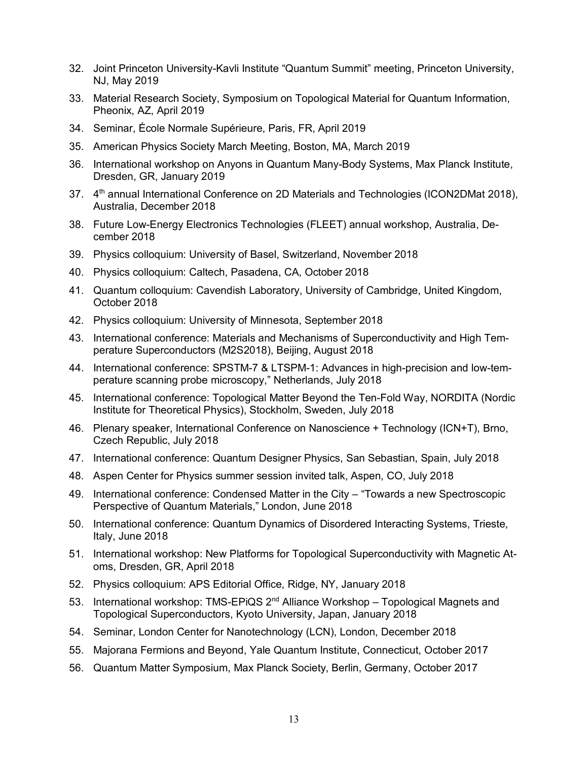32. Joint Princeton University-Kavli Institute “Quantum Summit” meeting, Princeton University, NJ, May 2019
33. Material Research Society, Symposium on Topological Material for Quantum Information, Pheonix, AZ, April 2019
34. Seminar, École Normale Supérieure, Paris, FR, April 2019
35. American Physics Society March Meeting, Boston, MA, March 2019
36. International workshop on Anyons in Quantum Many-Body Systems, Max Planck Institute, Dresden, GR, January 2019
37. 4th annual International Conference on 2D Materials and Technologies (ICON2DMat 2018), Australia, December 2018
38. Future Low-Energy Electronics Technologies (FLEET) annual workshop, Australia, December 2018
39. Physics colloquium: University of Basel, Switzerland, November 2018
40. Physics colloquium: Caltech, Pasadena, CA, October 2018
41. Quantum colloquium: Cavendish Laboratory, University of Cambridge, United Kingdom, October 2018
42. Physics colloquium: University of Minnesota, September 2018
43. International conference: Materials and Mechanisms of Superconductivity and High Temperature Superconductors (M2S2018), Beijing, August 2018
44. International conference: SPSTM-7 & LTSPM-1: Advances in high-precision and low-temperature scanning probe microscopy,” Netherlands, July 2018
45. International conference: Topological Matter Beyond the Ten-Fold Way, NORDITA (Nordic Institute for Theoretical Physics), Stockholm, Sweden, July 2018
46. Plenary speaker, International Conference on Nanoscience + Technology (ICN+T), Brno, Czech Republic, July 2018
47. International conference: Quantum Designer Physics, San Sebastian, Spain, July 2018
48. Aspen Center for Physics summer session invited talk, Aspen, CO, July 2018
49. International conference: Condensed Matter in the City – “Towards a new Spectroscopic Perspective of Quantum Materials,” London, June 2018
50. International conference: Quantum Dynamics of Disordered Interacting Systems, Trieste, Italy, June 2018
51. International workshop: New Platforms for Topological Superconductivity with Magnetic Atoms, Dresden, GR, April 2018
52. Physics colloquium: APS Editorial Office, Ridge, NY, January 2018
53. International workshop: TMS-EPiQS 2nd Alliance Workshop – Topological Magnets and Topological Superconductors, Kyoto University, Japan, January 2018
54. Seminar, London Center for Nanotechnology (LCN), London, December 2018
55. Majorana Fermions and Beyond, Yale Quantum Institute, Connecticut, October 2017
56. Quantum Matter Symposium, Max Planck Society, Berlin, Germany, October 2017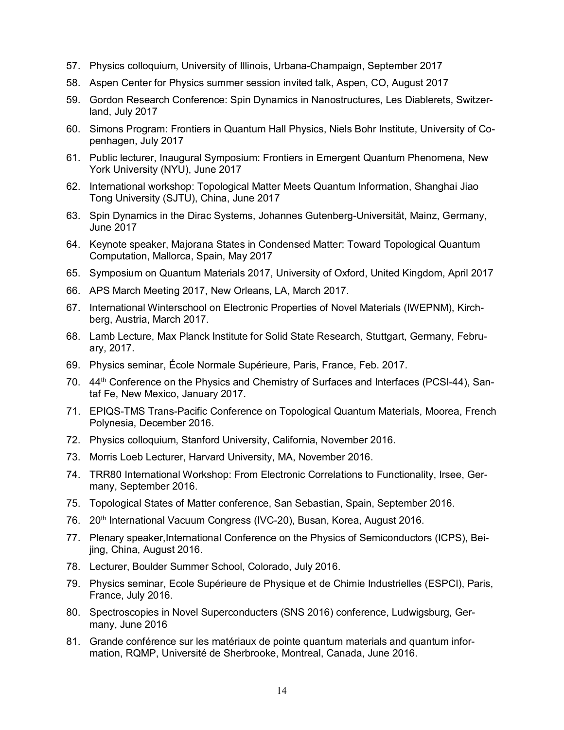57. Physics colloquium, University of Illinois, Urbana-Champaign, September 2017
58. Aspen Center for Physics summer session invited talk, Aspen, CO, August 2017
59. Gordon Research Conference: Spin Dynamics in Nanostructures, Les Diablerets, Switzerland, July 2017
60. Simons Program: Frontiers in Quantum Hall Physics, Niels Bohr Institute, University of Copenhagen, July 2017
61. Public lecturer, Inaugural Symposium: Frontiers in Emergent Quantum Phenomena, New York University (NYU), June 2017
62. International workshop: Topological Matter Meets Quantum Information, Shanghai Jiao Tong University (SJTU), China, June 2017
63. Spin Dynamics in the Dirac Systems, Johannes Gutenberg-Universität, Mainz, Germany, June 2017
64. Keynote speaker, Majorana States in Condensed Matter: Toward Topological Quantum Computation, Mallorca, Spain, May 2017
65. Symposium on Quantum Materials 2017, University of Oxford, United Kingdom, April 2017
66. APS March Meeting 2017, New Orleans, LA, March 2017.
67. International Winterschool on Electronic Properties of Novel Materials (IWEPNM), Kirchberg, Austria, March 2017.
68. Lamb Lecture, Max Planck Institute for Solid State Research, Stuttgart, Germany, February, 2017.
69. Physics seminar, École Normale Supérieure, Paris, France, Feb. 2017.
70. 44th Conference on the Physics and Chemistry of Surfaces and Interfaces (PCSI-44), Santaf Fe, New Mexico, January 2017.
71. EPIQS-TMS Trans-Pacific Conference on Topological Quantum Materials, Moorea, French Polynesia, December 2016.
72. Physics colloquium, Stanford University, California, November 2016.
73. Morris Loeb Lecturer, Harvard University, MA, November 2016.
74. TRR80 International Workshop: From Electronic Correlations to Functionality, Irsee, Germany, September 2016.
75. Topological States of Matter conference, San Sebastian, Spain, September 2016.
76. 20th International Vacuum Congress (IVC-20), Busan, Korea, August 2016.
77. Plenary speaker,International Conference on the Physics of Semiconductors (ICPS), Beijing, China, August 2016.
78. Lecturer, Boulder Summer School, Colorado, July 2016.
79. Physics seminar, Ecole Supérieure de Physique et de Chimie Industrielles (ESPCI), Paris, France, July 2016.
80. Spectroscopies in Novel Superconducters (SNS 2016) conference, Ludwigsburg, Germany, June 2016
81. Grande conférence sur les matériaux de pointe quantum materials and quantum information, RQMP, Université de Sherbrooke, Montreal, Canada, June 2016.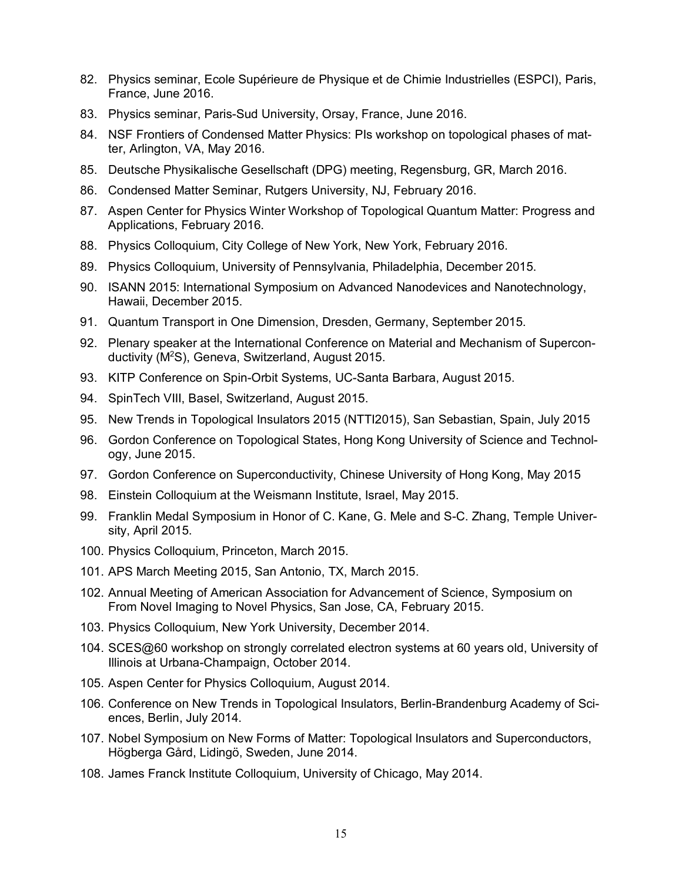82. Physics seminar, Ecole Supérieure de Physique et de Chimie Industrielles (ESPCI), Paris, France, June 2016.
83. Physics seminar, Paris-Sud University, Orsay, France, June 2016.
84. NSF Frontiers of Condensed Matter Physics: PIs workshop on topological phases of matter, Arlington, VA, May 2016.
85. Deutsche Physikalische Gesellschaft (DPG) meeting, Regensburg, GR, March 2016.
86. Condensed Matter Seminar, Rutgers University, NJ, February 2016.
87. Aspen Center for Physics Winter Workshop of Topological Quantum Matter: Progress and Applications, February 2016.
88. Physics Colloquium, City College of New York, New York, February 2016.
89. Physics Colloquium, University of Pennsylvania, Philadelphia, December 2015.
90. ISANN 2015: International Symposium on Advanced Nanodevices and Nanotechnology, Hawaii, December 2015.
91. Quantum Transport in One Dimension, Dresden, Germany, September 2015.
92. Plenary speaker at the International Conference on Material and Mechanism of Superconductivity ($M^2S$), Geneva, Switzerland, August 2015.
93. KITP Conference on Spin-Orbit Systems, UC-Santa Barbara, August 2015.
94. SpinTech VIII, Basel, Switzerland, August 2015.
95. New Trends in Topological Insulators 2015 (NTTI2015), San Sebastian, Spain, July 2015
96. Gordon Conference on Topological States, Hong Kong University of Science and Technology, June 2015.
97. Gordon Conference on Superconductivity, Chinese University of Hong Kong, May 2015
98. Einstein Colloquium at the Weismann Institute, Israel, May 2015.
99. Franklin Medal Symposium in Honor of C. Kane, G. Mele and S-C. Zhang, Temple University, April 2015.
100. Physics Colloquium, Princeton, March 2015.
101. APS March Meeting 2015, San Antonio, TX, March 2015.
102. Annual Meeting of American Association for Advancement of Science, Symposium on From Novel Imaging to Novel Physics, San Jose, CA, February 2015.
103. Physics Colloquium, New York University, December 2014.
104. SCES@60 workshop on strongly correlated electron systems at 60 years old, University of Illinois at Urbana-Champaign, October 2014.
105. Aspen Center for Physics Colloquium, August 2014.
106. Conference on New Trends in Topological Insulators, Berlin-Brandenburg Academy of Sciences, Berlin, July 2014.
107. Nobel Symposium on New Forms of Matter: Topological Insulators and Superconductors, Högberga Gård, Lidingö, Sweden, June 2014.
108. James Franck Institute Colloquium, University of Chicago, May 2014.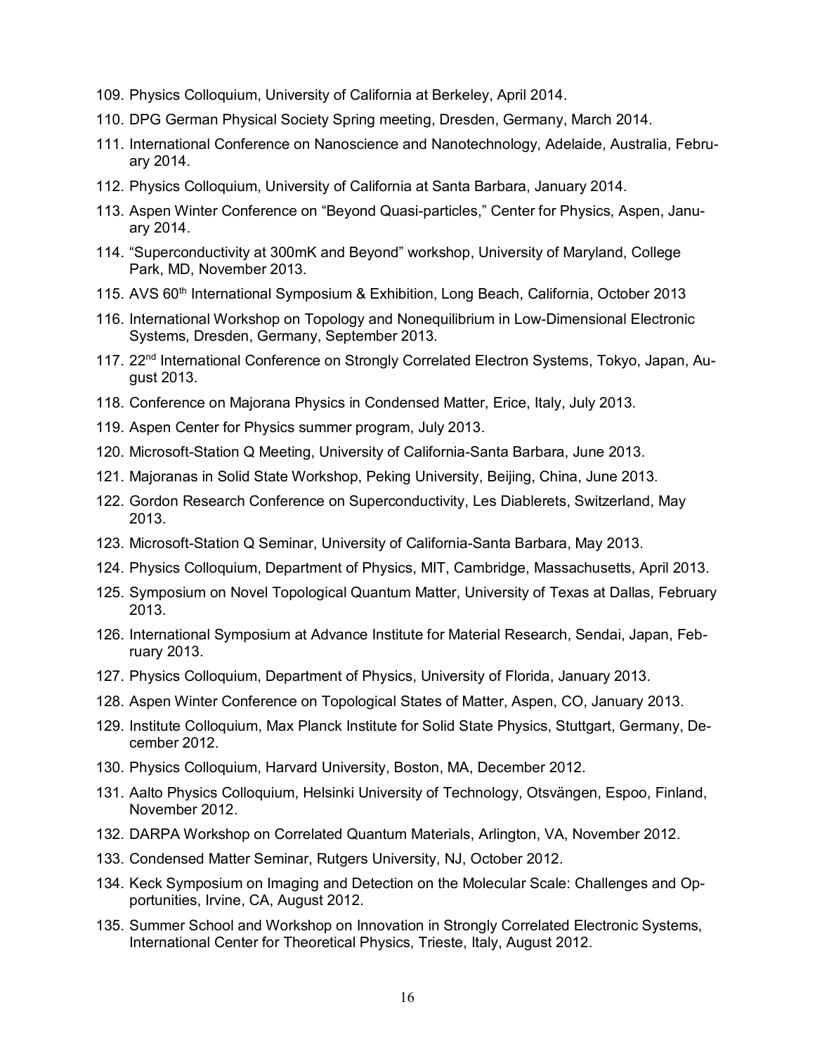109. Physics Colloquium, University of California at Berkeley, April 2014.
110. DPG German Physical Society Spring meeting, Dresden, Germany, March 2014.
111. International Conference on Nanoscience and Nanotechnology, Adelaide, Australia, February 2014.
112. Physics Colloquium, University of California at Santa Barbara, January 2014.
113. Aspen Winter Conference on "Beyond Quasi-particles," Center for Physics, Aspen, January 2014.
114. "Superconductivity at 300mK and Beyond" workshop, University of Maryland, College Park, MD, November 2013.
115. AVS 60th International Symposium & Exhibition, Long Beach, California, October 2013
116. International Workshop on Topology and Nonequilibrium in Low-Dimensional Electronic Systems, Dresden, Germany, September 2013.
117. 22nd International Conference on Strongly Correlated Electron Systems, Tokyo, Japan, August 2013.
118. Conference on Majorana Physics in Condensed Matter, Erice, Italy, July 2013.
119. Aspen Center for Physics summer program, July 2013.
120. Microsoft-Station Q Meeting, University of California-Santa Barbara, June 2013.
121. Majoranas in Solid State Workshop, Peking University, Beijing, China, June 2013.
122. Gordon Research Conference on Superconductivity, Les Diablerets, Switzerland, May 2013.
123. Microsoft-Station Q Seminar, University of California-Santa Barbara, May 2013.
124. Physics Colloquium, Department of Physics, MIT, Cambridge, Massachusetts, April 2013.
125. Symposium on Novel Topological Quantum Matter, University of Texas at Dallas, February 2013.
126. International Symposium at Advance Institute for Material Research, Sendai, Japan, February 2013.
127. Physics Colloquium, Department of Physics, University of Florida, January 2013.
128. Aspen Winter Conference on Topological States of Matter, Aspen, CO, January 2013.
129. Institute Colloquium, Max Planck Institute for Solid State Physics, Stuttgart, Germany, December 2012.
130. Physics Colloquium, Harvard University, Boston, MA, December 2012.
131. Aalto Physics Colloquium, Helsinki University of Technology, Otsvängen, Espoo, Finland, November 2012.
132. DARPA Workshop on Correlated Quantum Materials, Arlington, VA, November 2012.
133. Condensed Matter Seminar, Rutgers University, NJ, October 2012.
134. Keck Symposium on Imaging and Detection on the Molecular Scale: Challenges and Opportunities, Irvine, CA, August 2012.
135. Summer School and Workshop on Innovation in Strongly Correlated Electronic Systems, International Center for Theoretical Physics, Trieste, Italy, August 2012.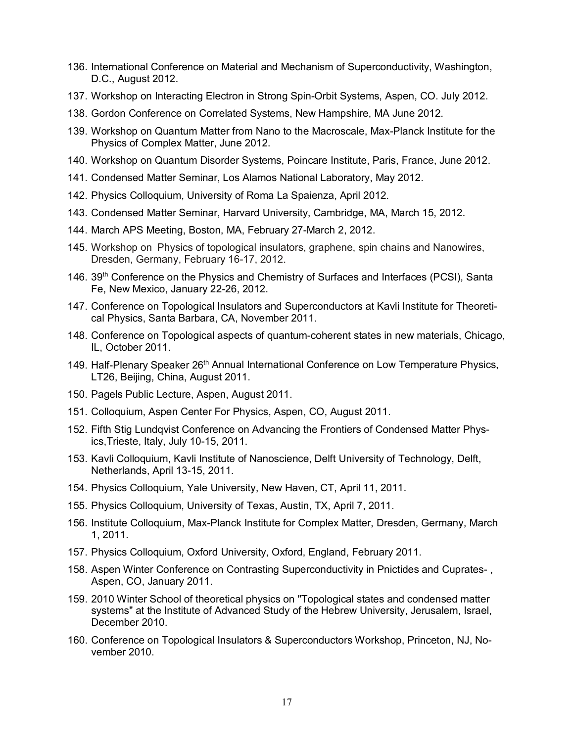136. International Conference on Material and Mechanism of Superconductivity, Washington, D.C., August 2012.
137. Workshop on Interacting Electron in Strong Spin-Orbit Systems, Aspen, CO. July 2012.
138. Gordon Conference on Correlated Systems, New Hampshire, MA June 2012.
139. Workshop on Quantum Matter from Nano to the Macroscale, Max-Planck Institute for the Physics of Complex Matter, June 2012.
140. Workshop on Quantum Disorder Systems, Poincare Institute, Paris, France, June 2012.
141. Condensed Matter Seminar, Los Alamos National Laboratory, May 2012.
142. Physics Colloquium, University of Roma La Spaienza, April 2012.
143. Condensed Matter Seminar, Harvard University, Cambridge, MA, March 15, 2012.
144. March APS Meeting, Boston, MA, February 27-March 2, 2012.
145. Workshop on Physics of topological insulators, graphene, spin chains and Nanowires, Dresden, Germany, February 16-17, 2012.
146. 39th Conference on the Physics and Chemistry of Surfaces and Interfaces (PCSI), Santa Fe, New Mexico, January 22-26, 2012.
147. Conference on Topological Insulators and Superconductors at Kavli Institute for Theoretical Physics, Santa Barbara, CA, November 2011.
148. Conference on Topological aspects of quantum-coherent states in new materials, Chicago, IL, October 2011.
149. Half-Plenary Speaker 26th Annual International Conference on Low Temperature Physics, LT26, Beijing, China, August 2011.
150. Pagels Public Lecture, Aspen, August 2011.
151. Colloquium, Aspen Center For Physics, Aspen, CO, August 2011.
152. Fifth Stig Lundqvist Conference on Advancing the Frontiers of Condensed Matter Physics,Trieste, Italy, July 10-15, 2011.
153. Kavli Colloquium, Kavli Institute of Nanoscience, Delft University of Technology, Delft, Netherlands, April 13-15, 2011.
154. Physics Colloquium, Yale University, New Haven, CT, April 11, 2011.
155. Physics Colloquium, University of Texas, Austin, TX, April 7, 2011.
156. Institute Colloquium, Max-Planck Institute for Complex Matter, Dresden, Germany, March 1, 2011.
157. Physics Colloquium, Oxford University, Oxford, England, February 2011.
158. Aspen Winter Conference on Contrasting Superconductivity in Pnictides and Cuprates- , Aspen, CO, January 2011.
159. 2010 Winter School of theoretical physics on "Topological states and condensed matter systems" at the Institute of Advanced Study of the Hebrew University, Jerusalem, Israel, December 2010.
160. Conference on Topological Insulators & Superconductors Workshop, Princeton, NJ, November 2010.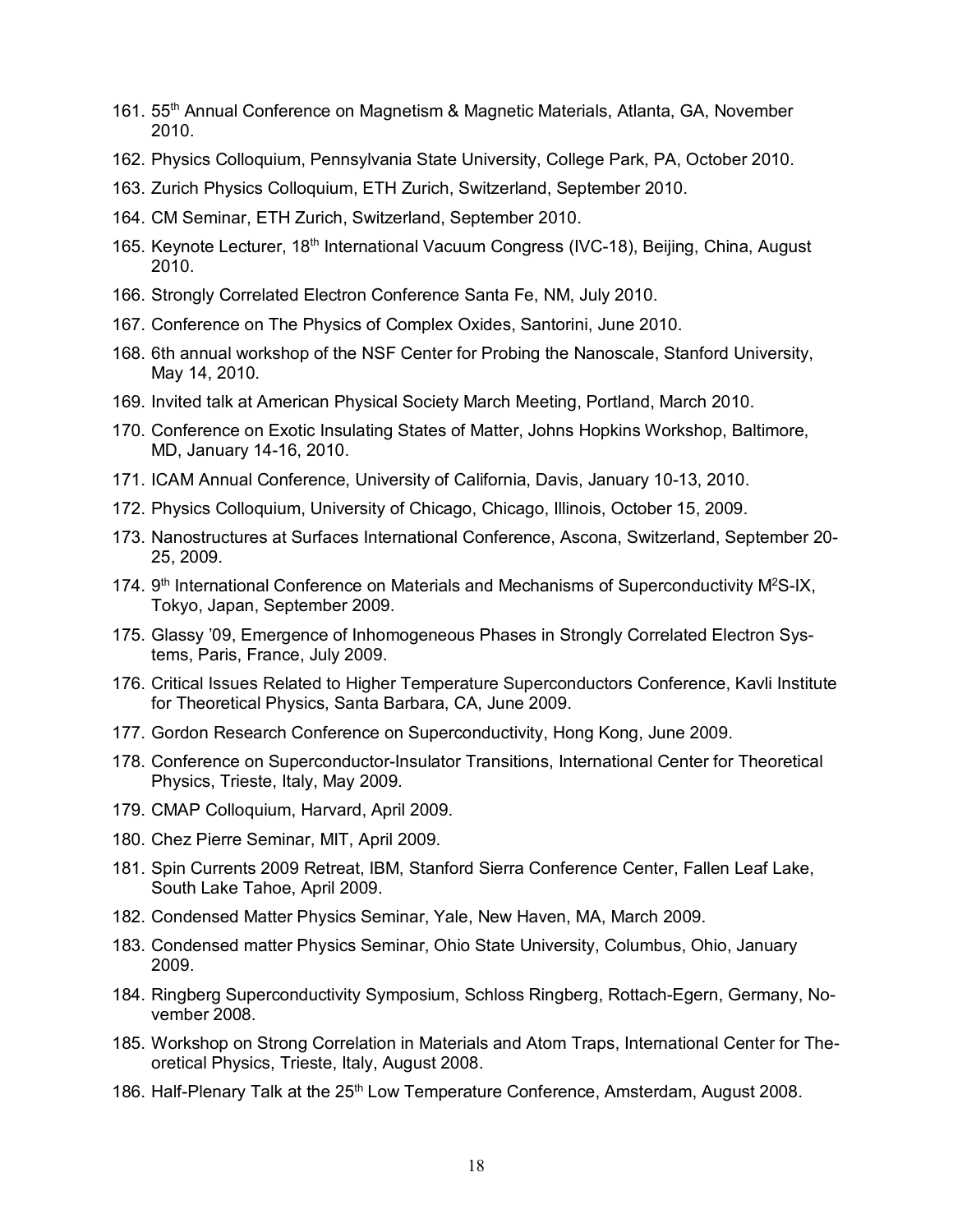161. 55th Annual Conference on Magnetism & Magnetic Materials, Atlanta, GA, November 2010.
162. Physics Colloquium, Pennsylvania State University, College Park, PA, October 2010.
163. Zurich Physics Colloquium, ETH Zurich, Switzerland, September 2010.
164. CM Seminar, ETH Zurich, Switzerland, September 2010.
165. Keynote Lecturer, 18th International Vacuum Congress (IVC-18), Beijing, China, August 2010.
166. Strongly Correlated Electron Conference Santa Fe, NM, July 2010.
167. Conference on The Physics of Complex Oxides, Santorini, June 2010.
168. 6th annual workshop of the NSF Center for Probing the Nanoscale, Stanford University, May 14, 2010.
169. Invited talk at American Physical Society March Meeting, Portland, March 2010.
170. Conference on Exotic Insulating States of Matter, Johns Hopkins Workshop, Baltimore, MD, January 14-16, 2010.
171. ICAM Annual Conference, University of California, Davis, January 10-13, 2010.
172. Physics Colloquium, University of Chicago, Chicago, Illinois, October 15, 2009.
173. Nanostructures at Surfaces International Conference, Ascona, Switzerland, September 20-25, 2009.
174. 9th International Conference on Materials and Mechanisms of Superconductivity M$^2$S-IX, Tokyo, Japan, September 2009.
175. Glassy '09, Emergence of Inhomogeneous Phases in Strongly Correlated Electron Systems, Paris, France, July 2009.
176. Critical Issues Related to Higher Temperature Superconductors Conference, Kavli Institute for Theoretical Physics, Santa Barbara, CA, June 2009.
177. Gordon Research Conference on Superconductivity, Hong Kong, June 2009.
178. Conference on Superconductor-Insulator Transitions, International Center for Theoretical Physics, Trieste, Italy, May 2009.
179. CMAP Colloquium, Harvard, April 2009.
180. Chez Pierre Seminar, MIT, April 2009.
181. Spin Currents 2009 Retreat, IBM, Stanford Sierra Conference Center, Fallen Leaf Lake, South Lake Tahoe, April 2009.
182. Condensed Matter Physics Seminar, Yale, New Haven, MA, March 2009.
183. Condensed matter Physics Seminar, Ohio State University, Columbus, Ohio, January 2009.
184. Ringberg Superconductivity Symposium, Schloss Ringberg, Rottach-Egern, Germany, November 2008.
185. Workshop on Strong Correlation in Materials and Atom Traps, International Center for Theoretical Physics, Trieste, Italy, August 2008.
186. Half-Plenary Talk at the 25th Low Temperature Conference, Amsterdam, August 2008.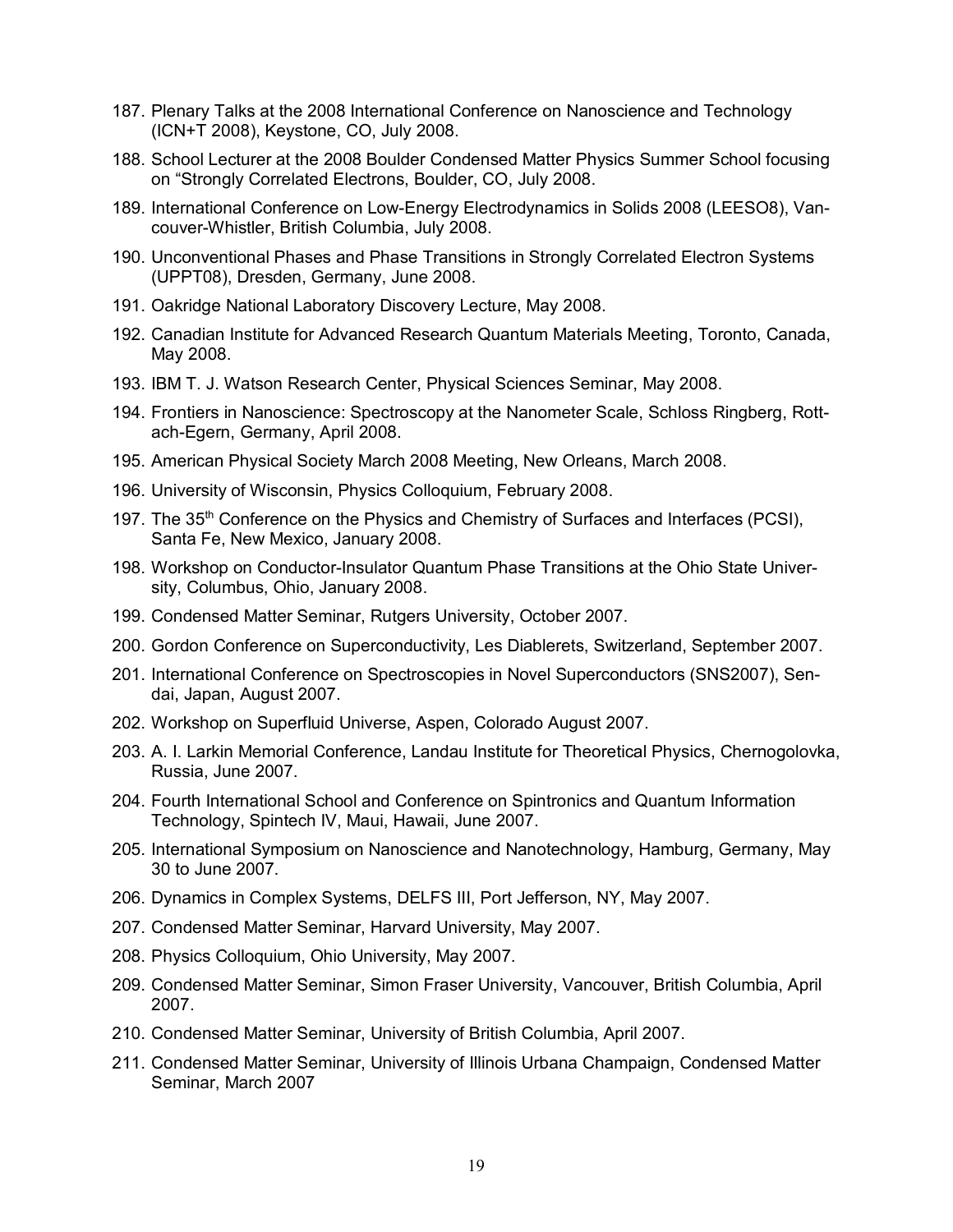187. Plenary Talks at the 2008 International Conference on Nanoscience and Technology (ICN+T 2008), Keystone, CO, July 2008.
188. School Lecturer at the 2008 Boulder Condensed Matter Physics Summer School focusing on "Strongly Correlated Electrons, Boulder, CO, July 2008.
189. International Conference on Low-Energy Electrodynamics in Solids 2008 (LEESO8), Vancouver-Whistler, British Columbia, July 2008.
190. Unconventional Phases and Phase Transitions in Strongly Correlated Electron Systems (UPPT08), Dresden, Germany, June 2008.
191. Oakridge National Laboratory Discovery Lecture, May 2008.
192. Canadian Institute for Advanced Research Quantum Materials Meeting, Toronto, Canada, May 2008.
193. IBM T. J. Watson Research Center, Physical Sciences Seminar, May 2008.
194. Frontiers in Nanoscience: Spectroscopy at the Nanometer Scale, Schloss Ringberg, Rottach-Egern, Germany, April 2008.
195. American Physical Society March 2008 Meeting, New Orleans, March 2008.
196. University of Wisconsin, Physics Colloquium, February 2008.
197. The 35th Conference on the Physics and Chemistry of Surfaces and Interfaces (PCSI), Santa Fe, New Mexico, January 2008.
198. Workshop on Conductor-Insulator Quantum Phase Transitions at the Ohio State University, Columbus, Ohio, January 2008.
199. Condensed Matter Seminar, Rutgers University, October 2007.
200. Gordon Conference on Superconductivity, Les Diablerets, Switzerland, September 2007.
201. International Conference on Spectroscopies in Novel Superconductors (SNS2007), Sendai, Japan, August 2007.
202. Workshop on Superfluid Universe, Aspen, Colorado August 2007.
203. A. I. Larkin Memorial Conference, Landau Institute for Theoretical Physics, Chernogolovka, Russia, June 2007.
204. Fourth International School and Conference on Spintronics and Quantum Information Technology, Spintech IV, Maui, Hawaii, June 2007.
205. International Symposium on Nanoscience and Nanotechnology, Hamburg, Germany, May 30 to June 2007.
206. Dynamics in Complex Systems, DELFS III, Port Jefferson, NY, May 2007.
207. Condensed Matter Seminar, Harvard University, May 2007.
208. Physics Colloquium, Ohio University, May 2007.
209. Condensed Matter Seminar, Simon Fraser University, Vancouver, British Columbia, April 2007.
210. Condensed Matter Seminar, University of British Columbia, April 2007.
211. Condensed Matter Seminar, University of Illinois Urbana Champaign, Condensed Matter Seminar, March 2007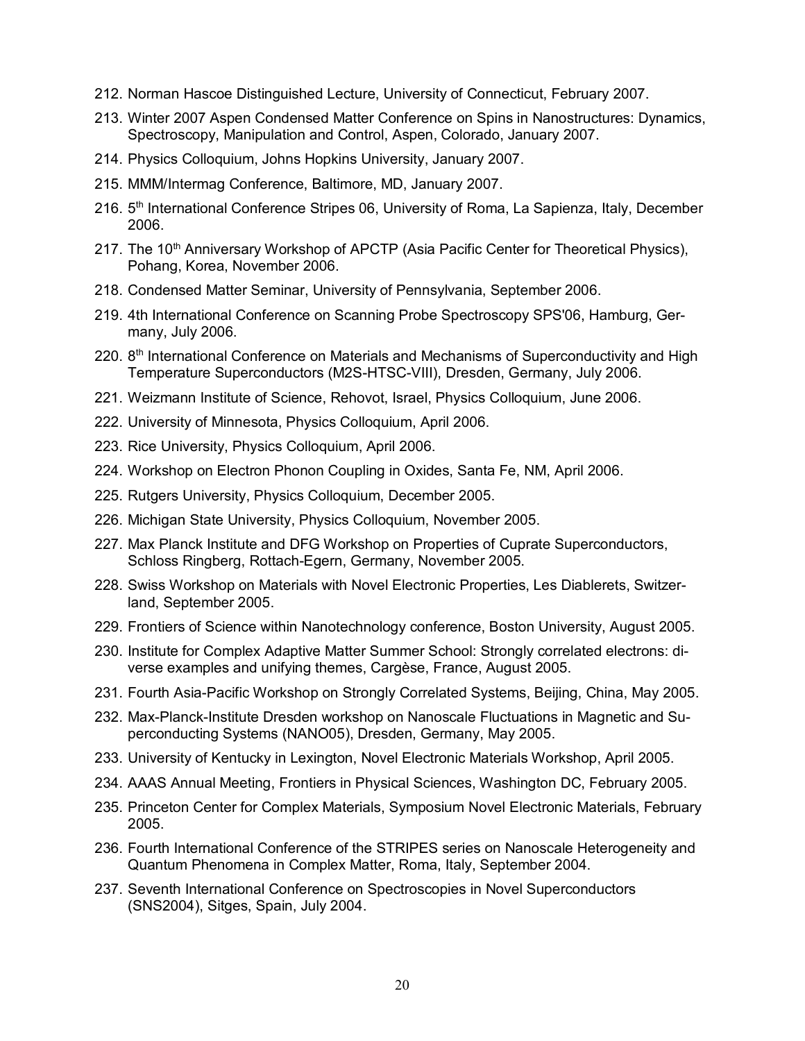212. Norman Hascoe Distinguished Lecture, University of Connecticut, February 2007.
213. Winter 2007 Aspen Condensed Matter Conference on Spins in Nanostructures: Dynamics, Spectroscopy, Manipulation and Control, Aspen, Colorado, January 2007.
214. Physics Colloquium, Johns Hopkins University, January 2007.
215. MMM/Intermag Conference, Baltimore, MD, January 2007.
216. 5th International Conference Stripes 06, University of Roma, La Sapienza, Italy, December 2006.
217. The 10th Anniversary Workshop of APCTP (Asia Pacific Center for Theoretical Physics), Pohang, Korea, November 2006.
218. Condensed Matter Seminar, University of Pennsylvania, September 2006.
219. 4th International Conference on Scanning Probe Spectroscopy SPS'06, Hamburg, Germany, July 2006.
220. 8th International Conference on Materials and Mechanisms of Superconductivity and High Temperature Superconductors (M2S-HTSC-VIII), Dresden, Germany, July 2006.
221. Weizmann Institute of Science, Rehovot, Israel, Physics Colloquium, June 2006.
222. University of Minnesota, Physics Colloquium, April 2006.
223. Rice University, Physics Colloquium, April 2006.
224. Workshop on Electron Phonon Coupling in Oxides, Santa Fe, NM, April 2006.
225. Rutgers University, Physics Colloquium, December 2005.
226. Michigan State University, Physics Colloquium, November 2005.
227. Max Planck Institute and DFG Workshop on Properties of Cuprate Superconductors, Schloss Ringberg, Rottach-Egern, Germany, November 2005.
228. Swiss Workshop on Materials with Novel Electronic Properties, Les Diablerets, Switzerland, September 2005.
229. Frontiers of Science within Nanotechnology conference, Boston University, August 2005.
230. Institute for Complex Adaptive Matter Summer School: Strongly correlated electrons: diverse examples and unifying themes, Cargèse, France, August 2005.
231. Fourth Asia-Pacific Workshop on Strongly Correlated Systems, Beijing, China, May 2005.
232. Max-Planck-Institute Dresden workshop on Nanoscale Fluctuations in Magnetic and Superconducting Systems (NANO05), Dresden, Germany, May 2005.
233. University of Kentucky in Lexington, Novel Electronic Materials Workshop, April 2005.
234. AAAS Annual Meeting, Frontiers in Physical Sciences, Washington DC, February 2005.
235. Princeton Center for Complex Materials, Symposium Novel Electronic Materials, February 2005.
236. Fourth International Conference of the STRIPES series on Nanoscale Heterogeneity and Quantum Phenomena in Complex Matter, Roma, Italy, September 2004.
237. Seventh International Conference on Spectroscopies in Novel Superconductors (SNS2004), Sitges, Spain, July 2004.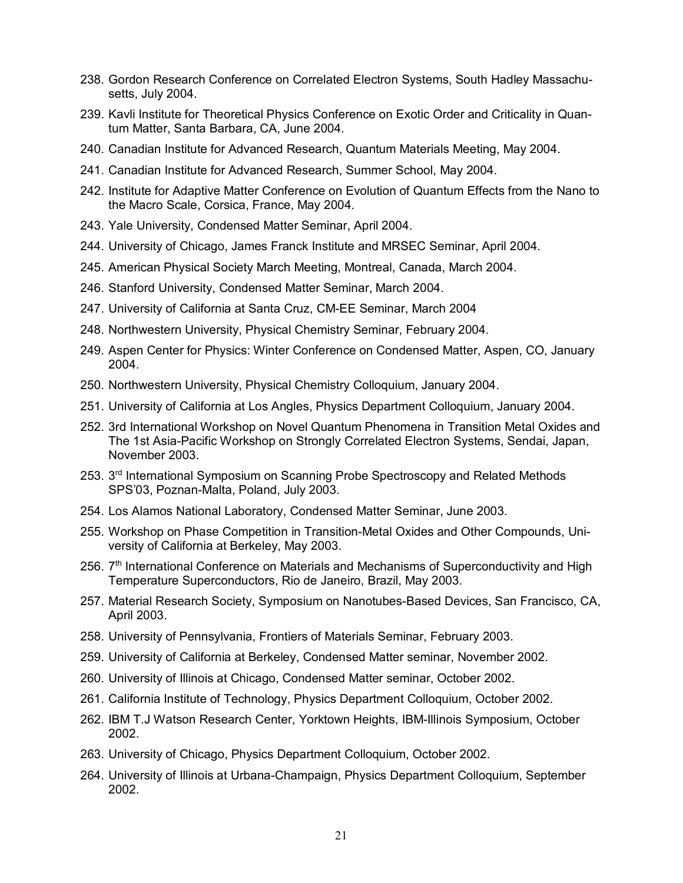238. Gordon Research Conference on Correlated Electron Systems, South Hadley Massachusetts, July 2004.
239. Kavli Institute for Theoretical Physics Conference on Exotic Order and Criticality in Quantum Matter, Santa Barbara, CA, June 2004.
240. Canadian Institute for Advanced Research, Quantum Materials Meeting, May 2004.
241. Canadian Institute for Advanced Research, Summer School, May 2004.
242. Institute for Adaptive Matter Conference on Evolution of Quantum Effects from the Nano to the Macro Scale, Corsica, France, May 2004.
243. Yale University, Condensed Matter Seminar, April 2004.
244. University of Chicago, James Franck Institute and MRSEC Seminar, April 2004.
245. American Physical Society March Meeting, Montreal, Canada, March 2004.
246. Stanford University, Condensed Matter Seminar, March 2004.
247. University of California at Santa Cruz, CM-EE Seminar, March 2004
248. Northwestern University, Physical Chemistry Seminar, February 2004.
249. Aspen Center for Physics: Winter Conference on Condensed Matter, Aspen, CO, January 2004.
250. Northwestern University, Physical Chemistry Colloquium, January 2004.
251. University of California at Los Angles, Physics Department Colloquium, January 2004.
252. 3rd International Workshop on Novel Quantum Phenomena in Transition Metal Oxides and The 1st Asia-Pacific Workshop on Strongly Correlated Electron Systems, Sendai, Japan, November 2003.
253. 3rd International Symposium on Scanning Probe Spectroscopy and Related Methods SPS'03, Poznan-Malta, Poland, July 2003.
254. Los Alamos National Laboratory, Condensed Matter Seminar, June 2003.
255. Workshop on Phase Competition in Transition-Metal Oxides and Other Compounds, University of California at Berkeley, May 2003.
256. 7th International Conference on Materials and Mechanisms of Superconductivity and High Temperature Superconductors, Rio de Janeiro, Brazil, May 2003.
257. Material Research Society, Symposium on Nanotubes-Based Devices, San Francisco, CA, April 2003.
258. University of Pennsylvania, Frontiers of Materials Seminar, February 2003.
259. University of California at Berkeley, Condensed Matter seminar, November 2002.
260. University of Illinois at Chicago, Condensed Matter seminar, October 2002.
261. California Institute of Technology, Physics Department Colloquium, October 2002.
262. IBM T.J Watson Research Center, Yorktown Heights, IBM-Illinois Symposium, October 2002.
263. University of Chicago, Physics Department Colloquium, October 2002.
264. University of Illinois at Urbana-Champaign, Physics Department Colloquium, September 2002.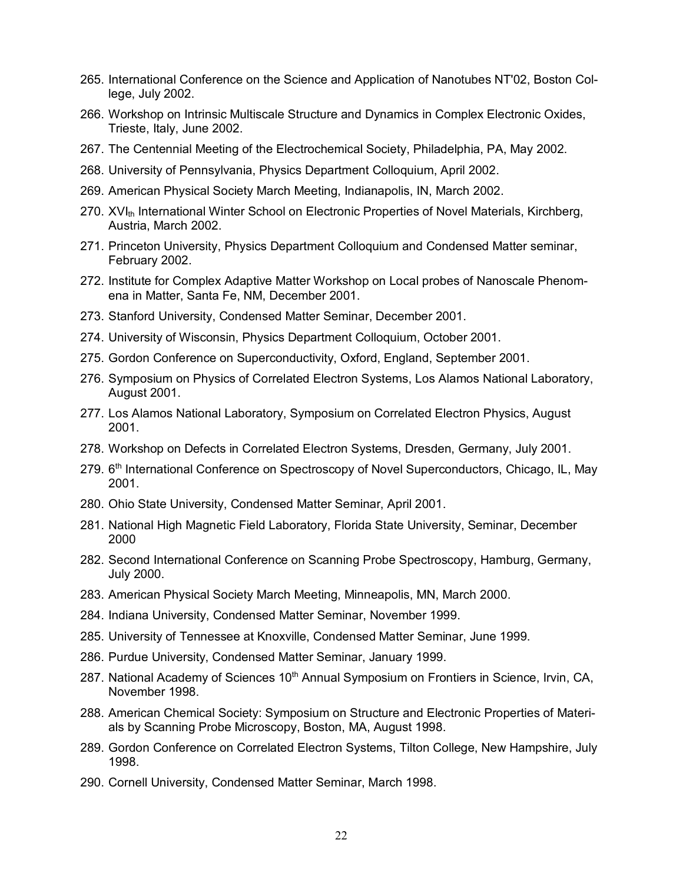265. International Conference on the Science and Application of Nanotubes NT'02, Boston College, July 2002.
266. Workshop on Intrinsic Multiscale Structure and Dynamics in Complex Electronic Oxides, Trieste, Italy, June 2002.
267. The Centennial Meeting of the Electrochemical Society, Philadelphia, PA, May 2002.
268. University of Pennsylvania, Physics Department Colloquium, April 2002.
269. American Physical Society March Meeting, Indianapolis, IN, March 2002.
270. $XVI_{th}$ International Winter School on Electronic Properties of Novel Materials, Kirchberg, Austria, March 2002.
271. Princeton University, Physics Department Colloquium and Condensed Matter seminar, February 2002.
272. Institute for Complex Adaptive Matter Workshop on Local probes of Nanoscale Phenomena in Matter, Santa Fe, NM, December 2001.
273. Stanford University, Condensed Matter Seminar, December 2001.
274. University of Wisconsin, Physics Department Colloquium, October 2001.
275. Gordon Conference on Superconductivity, Oxford, England, September 2001.
276. Symposium on Physics of Correlated Electron Systems, Los Alamos National Laboratory, August 2001.
277. Los Alamos National Laboratory, Symposium on Correlated Electron Physics, August 2001.
278. Workshop on Defects in Correlated Electron Systems, Dresden, Germany, July 2001.
279. 6th International Conference on Spectroscopy of Novel Superconductors, Chicago, IL, May 2001.
280. Ohio State University, Condensed Matter Seminar, April 2001.
281. National High Magnetic Field Laboratory, Florida State University, Seminar, December 2000
282. Second International Conference on Scanning Probe Spectroscopy, Hamburg, Germany, July 2000.
283. American Physical Society March Meeting, Minneapolis, MN, March 2000.
284. Indiana University, Condensed Matter Seminar, November 1999.
285. University of Tennessee at Knoxville, Condensed Matter Seminar, June 1999.
286. Purdue University, Condensed Matter Seminar, January 1999.
287. National Academy of Sciences 10th Annual Symposium on Frontiers in Science, Irvin, CA, November 1998.
288. American Chemical Society: Symposium on Structure and Electronic Properties of Materials by Scanning Probe Microscopy, Boston, MA, August 1998.
289. Gordon Conference on Correlated Electron Systems, Tilton College, New Hampshire, July 1998.
290. Cornell University, Condensed Matter Seminar, March 1998.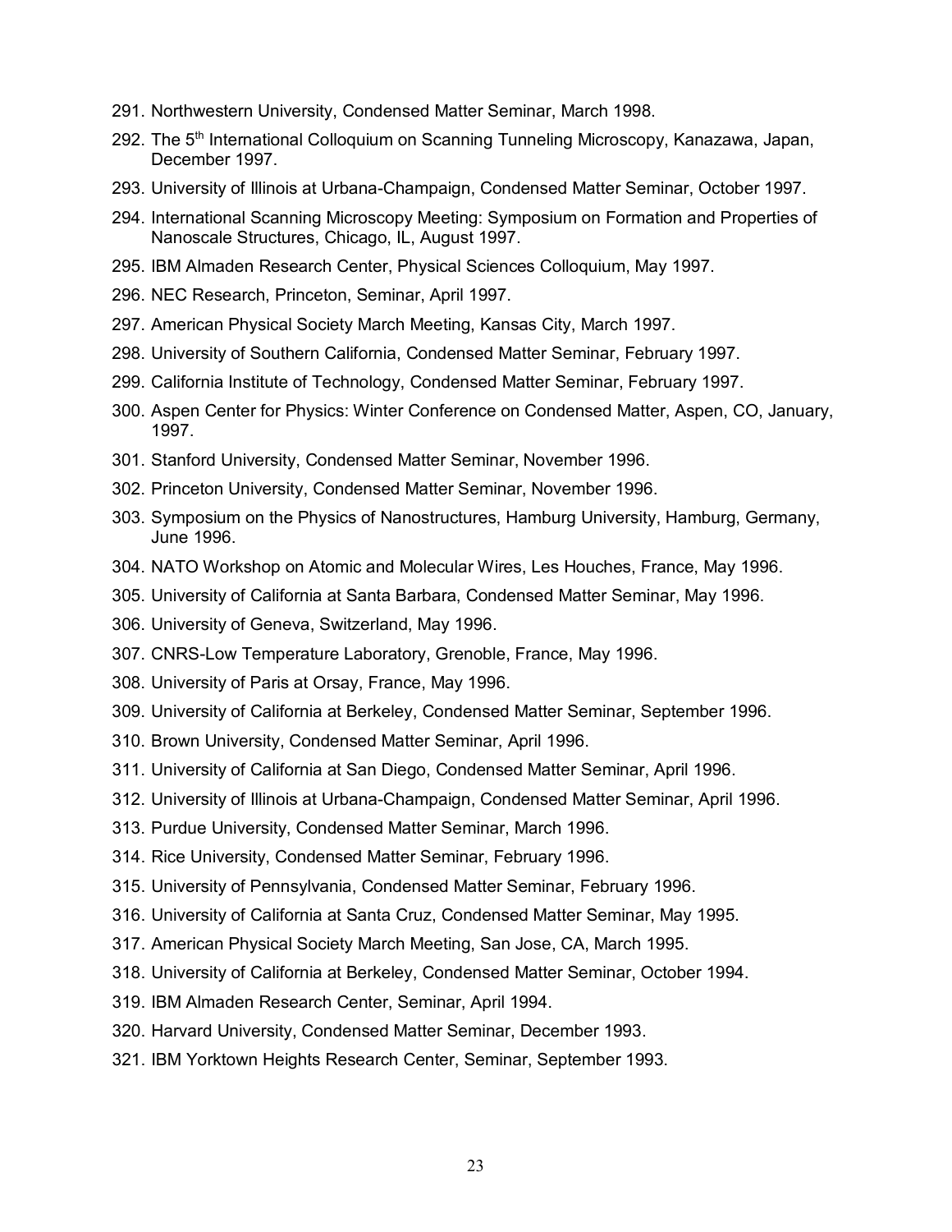291. Northwestern University, Condensed Matter Seminar, March 1998.
292. The 5th International Colloquium on Scanning Tunneling Microscopy, Kanazawa, Japan, December 1997.
293. University of Illinois at Urbana-Champaign, Condensed Matter Seminar, October 1997.
294. International Scanning Microscopy Meeting: Symposium on Formation and Properties of Nanoscale Structures, Chicago, IL, August 1997.
295. IBM Almaden Research Center, Physical Sciences Colloquium, May 1997.
296. NEC Research, Princeton, Seminar, April 1997.
297. American Physical Society March Meeting, Kansas City, March 1997.
298. University of Southern California, Condensed Matter Seminar, February 1997.
299. California Institute of Technology, Condensed Matter Seminar, February 1997.
300. Aspen Center for Physics: Winter Conference on Condensed Matter, Aspen, CO, January, 1997.
301. Stanford University, Condensed Matter Seminar, November 1996.
302. Princeton University, Condensed Matter Seminar, November 1996.
303. Symposium on the Physics of Nanostructures, Hamburg University, Hamburg, Germany, June 1996.
304. NATO Workshop on Atomic and Molecular Wires, Les Houches, France, May 1996.
305. University of California at Santa Barbara, Condensed Matter Seminar, May 1996.
306. University of Geneva, Switzerland, May 1996.
307. CNRS-Low Temperature Laboratory, Grenoble, France, May 1996.
308. University of Paris at Orsay, France, May 1996.
309. University of California at Berkeley, Condensed Matter Seminar, September 1996.
310. Brown University, Condensed Matter Seminar, April 1996.
311. University of California at San Diego, Condensed Matter Seminar, April 1996.
312. University of Illinois at Urbana-Champaign, Condensed Matter Seminar, April 1996.
313. Purdue University, Condensed Matter Seminar, March 1996.
314. Rice University, Condensed Matter Seminar, February 1996.
315. University of Pennsylvania, Condensed Matter Seminar, February 1996.
316. University of California at Santa Cruz, Condensed Matter Seminar, May 1995.
317. American Physical Society March Meeting, San Jose, CA, March 1995.
318. University of California at Berkeley, Condensed Matter Seminar, October 1994.
319. IBM Almaden Research Center, Seminar, April 1994.
320. Harvard University, Condensed Matter Seminar, December 1993.
321. IBM Yorktown Heights Research Center, Seminar, September 1993.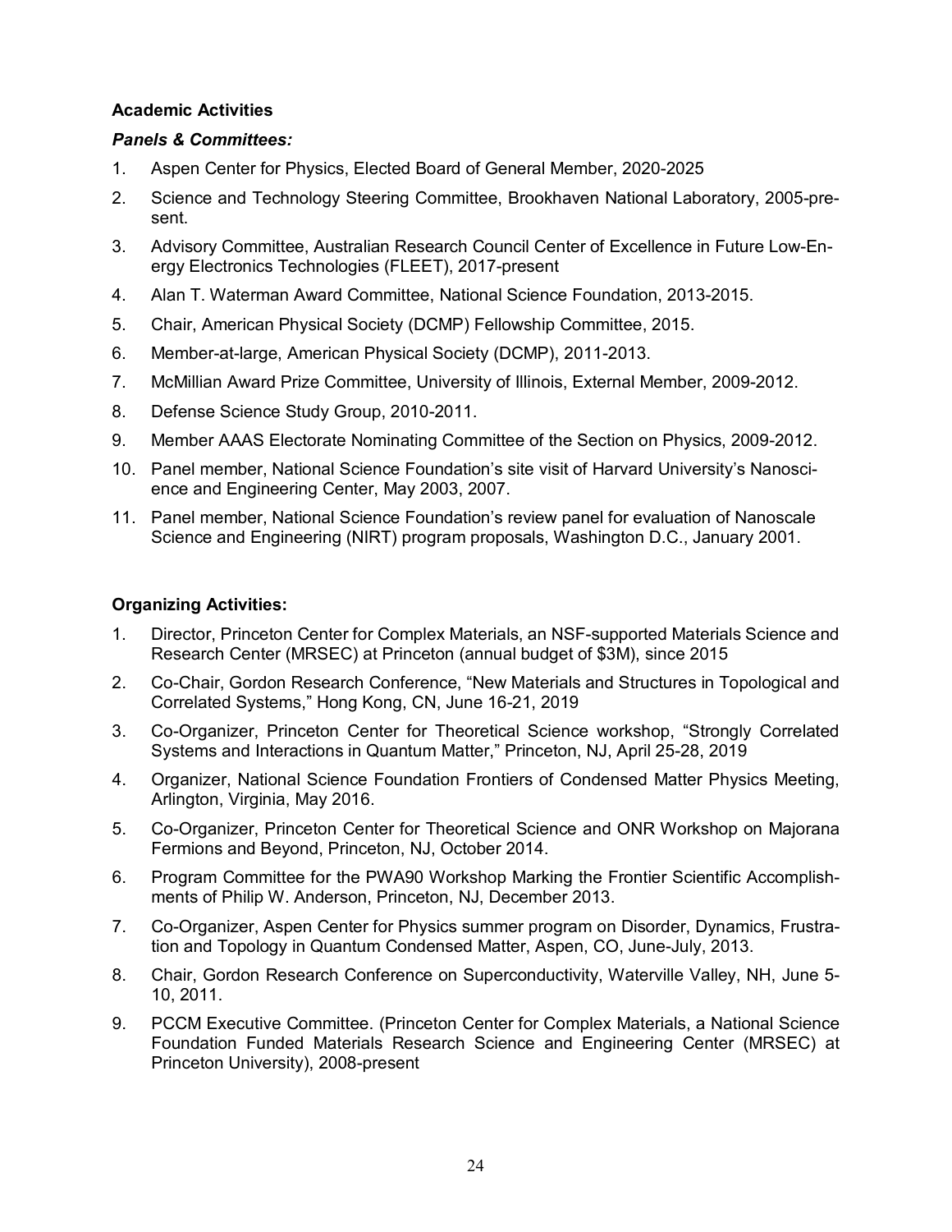**Academic Activities**

***Panels & Committees:***

1. Aspen Center for Physics, Elected Board of General Member, 2020-2025
2. Science and Technology Steering Committee, Brookhaven National Laboratory, 2005-present.
3. Advisory Committee, Australian Research Council Center of Excellence in Future Low-Energy Electronics Technologies (FLEET), 2017-present
4. Alan T. Waterman Award Committee, National Science Foundation, 2013-2015.
5. Chair, American Physical Society (DCMP) Fellowship Committee, 2015.
6. Member-at-large, American Physical Society (DCMP), 2011-2013.
7. McMillian Award Prize Committee, University of Illinois, External Member, 2009-2012.
8. Defense Science Study Group, 2010-2011.
9. Member AAAS Electorate Nominating Committee of the Section on Physics, 2009-2012.
10. Panel member, National Science Foundation's site visit of Harvard University's Nanoscience and Engineering Center, May 2003, 2007.
11. Panel member, National Science Foundation's review panel for evaluation of Nanoscale Science and Engineering (NIRT) program proposals, Washington D.C., January 2001.

**Organizing Activities:**

1. Director, Princeton Center for Complex Materials, an NSF-supported Materials Science and Research Center (MRSEC) at Princeton (annual budget of $3M), since 2015
2. Co-Chair, Gordon Research Conference, "New Materials and Structures in Topological and Correlated Systems," Hong Kong, CN, June 16-21, 2019
3. Co-Organizer, Princeton Center for Theoretical Science workshop, "Strongly Correlated Systems and Interactions in Quantum Matter," Princeton, NJ, April 25-28, 2019
4. Organizer, National Science Foundation Frontiers of Condensed Matter Physics Meeting, Arlington, Virginia, May 2016.
5. Co-Organizer, Princeton Center for Theoretical Science and ONR Workshop on Majorana Fermions and Beyond, Princeton, NJ, October 2014.
6. Program Committee for the PWA90 Workshop Marking the Frontier Scientific Accomplishments of Philip W. Anderson, Princeton, NJ, December 2013.
7. Co-Organizer, Aspen Center for Physics summer program on Disorder, Dynamics, Frustration and Topology in Quantum Condensed Matter, Aspen, CO, June-July, 2013.
8. Chair, Gordon Research Conference on Superconductivity, Waterville Valley, NH, June 5-10, 2011.
9. PCCM Executive Committee. (Princeton Center for Complex Materials, a National Science Foundation Funded Materials Research Science and Engineering Center (MRSEC) at Princeton University), 2008-present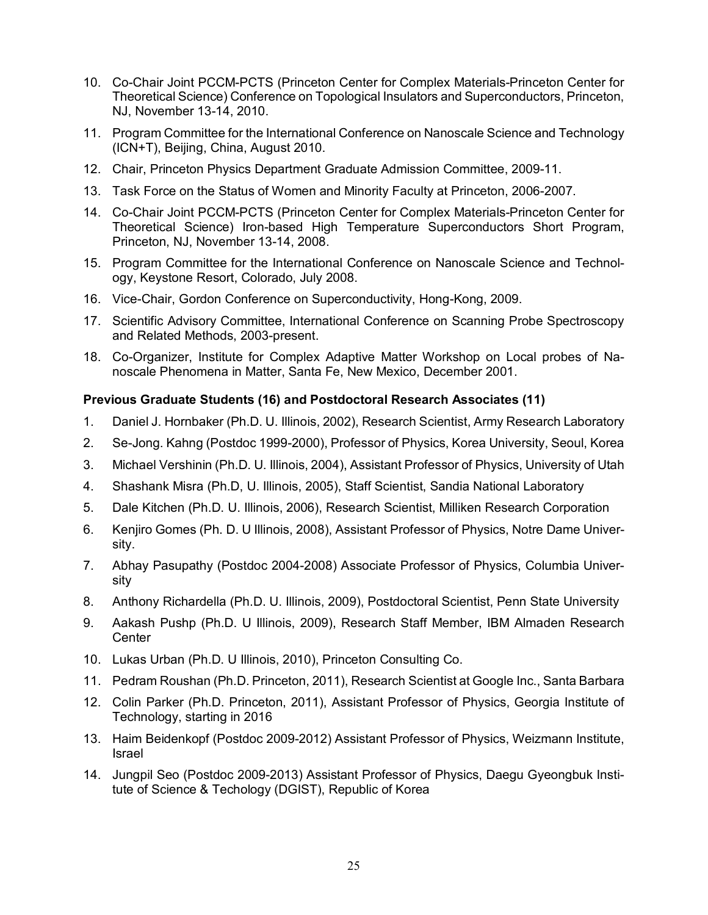10. Co-Chair Joint PCCM-PCTS (Princeton Center for Complex Materials-Princeton Center for Theoretical Science) Conference on Topological Insulators and Superconductors, Princeton, NJ, November 13-14, 2010.
11. Program Committee for the International Conference on Nanoscale Science and Technology (ICN+T), Beijing, China, August 2010.
12. Chair, Princeton Physics Department Graduate Admission Committee, 2009-11.
13. Task Force on the Status of Women and Minority Faculty at Princeton, 2006-2007.
14. Co-Chair Joint PCCM-PCTS (Princeton Center for Complex Materials-Princeton Center for Theoretical Science) Iron-based High Temperature Superconductors Short Program, Princeton, NJ, November 13-14, 2008.
15. Program Committee for the International Conference on Nanoscale Science and Technology, Keystone Resort, Colorado, July 2008.
16. Vice-Chair, Gordon Conference on Superconductivity, Hong-Kong, 2009.
17. Scientific Advisory Committee, International Conference on Scanning Probe Spectroscopy and Related Methods, 2003-present.
18. Co-Organizer, Institute for Complex Adaptive Matter Workshop on Local probes of Nanoscale Phenomena in Matter, Santa Fe, New Mexico, December 2001.

**Previous Graduate Students (16) and Postdoctoral Research Associates (11)**

1. Daniel J. Hornbaker (Ph.D. U. Illinois, 2002), Research Scientist, Army Research Laboratory
2. Se-Jong. Kahng (Postdoc 1999-2000), Professor of Physics, Korea University, Seoul, Korea
3. Michael Vershinin (Ph.D. U. Illinois, 2004), Assistant Professor of Physics, University of Utah
4. Shashank Misra (Ph.D, U. Illinois, 2005), Staff Scientist, Sandia National Laboratory
5. Dale Kitchen (Ph.D. U. Illinois, 2006), Research Scientist, Milliken Research Corporation
6. Kenjiro Gomes (Ph. D. U Illinois, 2008), Assistant Professor of Physics, Notre Dame University.
7. Abhay Pasupathy (Postdoc 2004-2008) Associate Professor of Physics, Columbia University
8. Anthony Richardella (Ph.D. U. Illinois, 2009), Postdoctoral Scientist, Penn State University
9. Aakash Pushp (Ph.D. U Illinois, 2009), Research Staff Member, IBM Almaden Research Center
10. Lukas Urban (Ph.D. U Illinois, 2010), Princeton Consulting Co.
11. Pedram Roushan (Ph.D. Princeton, 2011), Research Scientist at Google Inc., Santa Barbara
12. Colin Parker (Ph.D. Princeton, 2011), Assistant Professor of Physics, Georgia Institute of Technology, starting in 2016
13. Haim Beidenkopf (Postdoc 2009-2012) Assistant Professor of Physics, Weizmann Institute, Israel
14. Jungpil Seo (Postdoc 2009-2013) Assistant Professor of Physics, Daegu Gyeongbuk Institute of Science & Techology (DGIST), Republic of Korea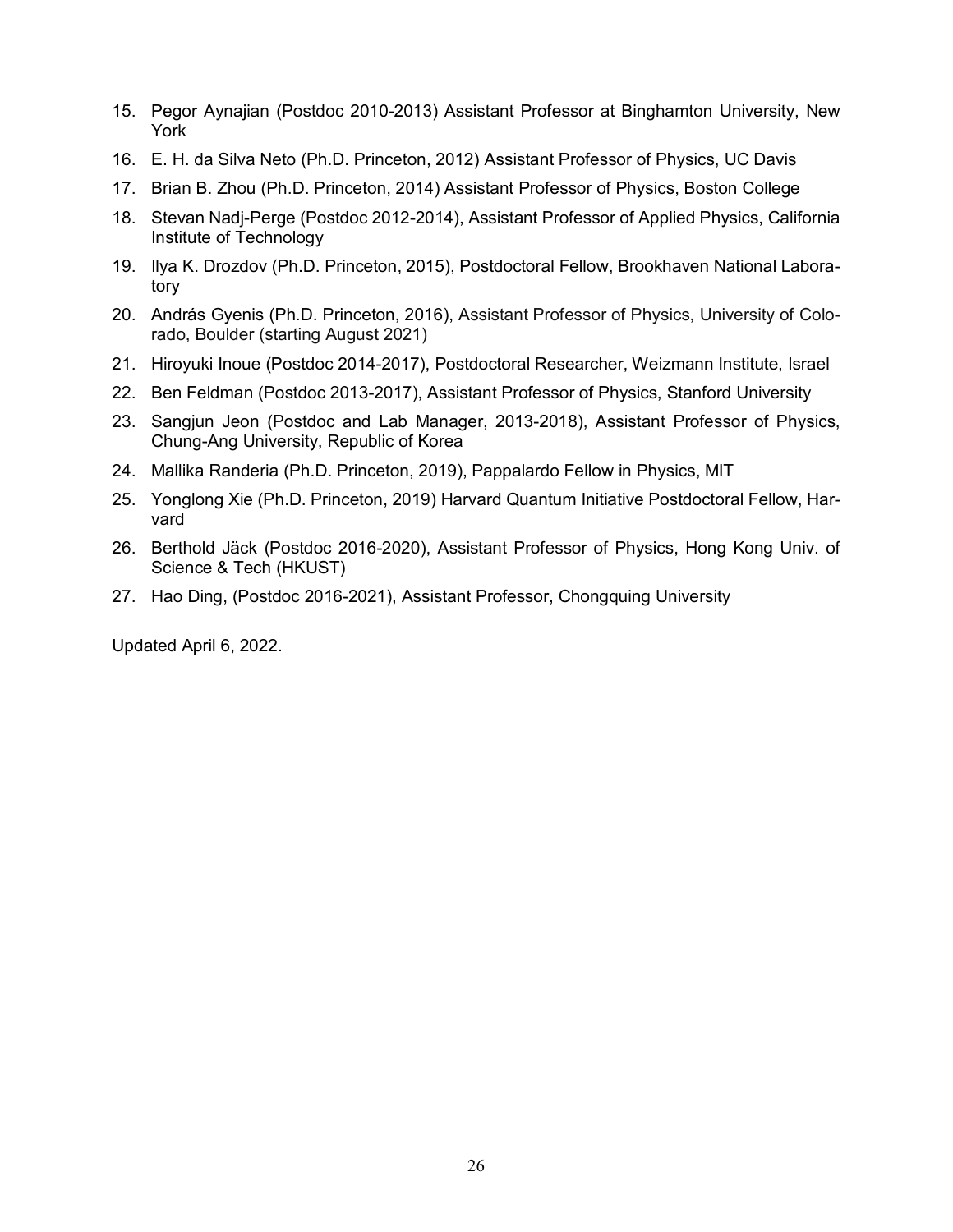15. Pegor Aynajian (Postdoc 2010-2013) Assistant Professor at Binghamton University, New York
16. E. H. da Silva Neto (Ph.D. Princeton, 2012) Assistant Professor of Physics, UC Davis
17. Brian B. Zhou (Ph.D. Princeton, 2014) Assistant Professor of Physics, Boston College
18. Stevan Nadj-Perge (Postdoc 2012-2014), Assistant Professor of Applied Physics, California Institute of Technology
19. Ilya K. Drozdov (Ph.D. Princeton, 2015), Postdoctoral Fellow, Brookhaven National Laboratory
20. András Gyenis (Ph.D. Princeton, 2016), Assistant Professor of Physics, University of Colorado, Boulder (starting August 2021)
21. Hiroyuki Inoue (Postdoc 2014-2017), Postdoctoral Researcher, Weizmann Institute, Israel
22. Ben Feldman (Postdoc 2013-2017), Assistant Professor of Physics, Stanford University
23. Sangjun Jeon (Postdoc and Lab Manager, 2013-2018), Assistant Professor of Physics, Chung-Ang University, Republic of Korea
24. Mallika Randeria (Ph.D. Princeton, 2019), Pappalardo Fellow in Physics, MIT
25. Yonglong Xie (Ph.D. Princeton, 2019) Harvard Quantum Initiative Postdoctoral Fellow, Harvard
26. Berthold Jäck (Postdoc 2016-2020), Assistant Professor of Physics, Hong Kong Univ. of Science & Tech (HKUST)
27. Hao Ding, (Postdoc 2016-2021), Assistant Professor, Chongquing University

Updated April 6, 2022.